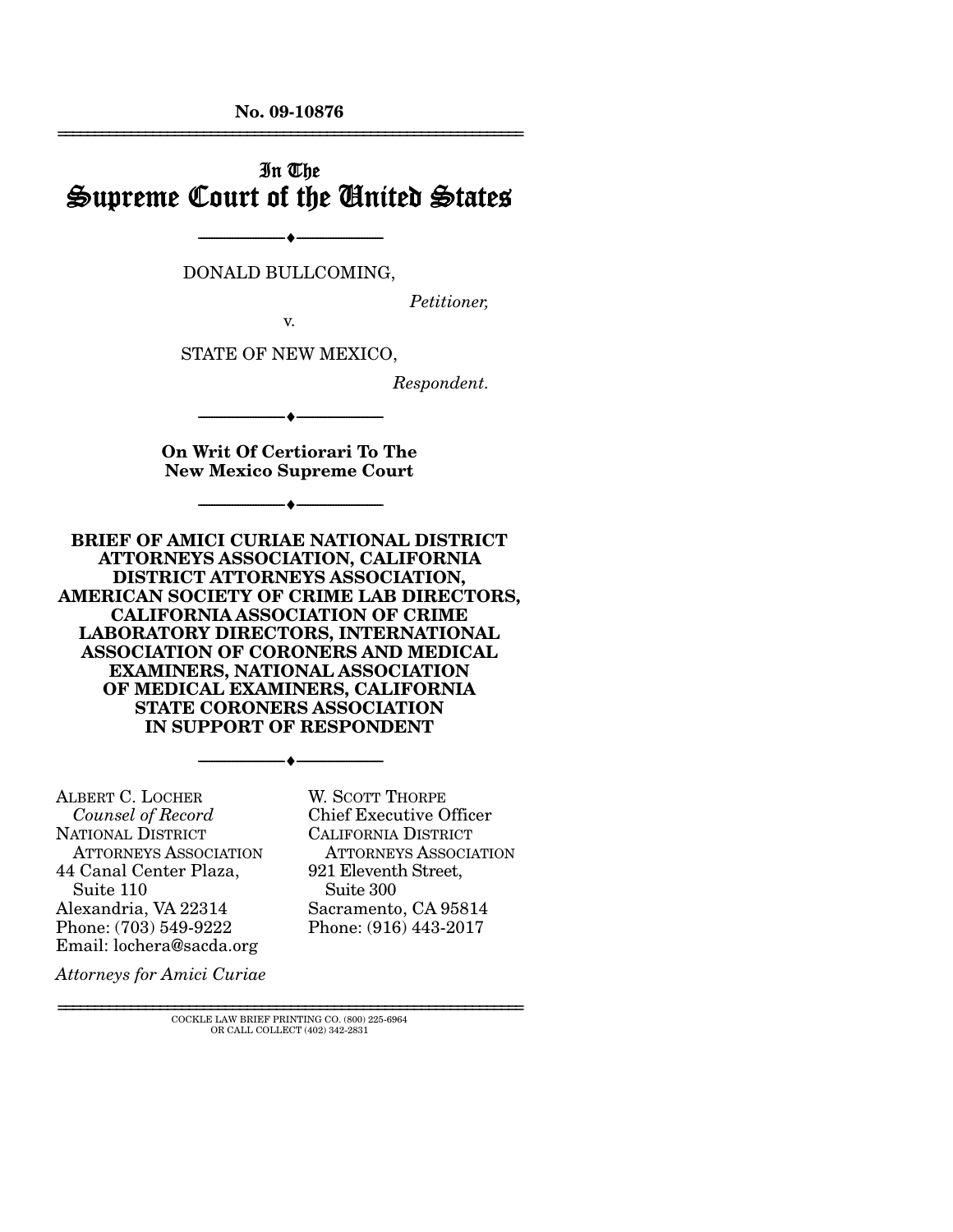No. 09-10876

---

In The
# Supreme Court of the United States

---

DONALD BULLCOMING,

*Petitioner,*

v.

STATE OF NEW MEXICO,

*Respondent.*

---

**On Writ Of Certiorari To The New Mexico Supreme Court**

---

**BRIEF OF AMICI CURIAE NATIONAL DISTRICT ATTORNEYS ASSOCIATION, CALIFORNIA DISTRICT ATTORNEYS ASSOCIATION, AMERICAN SOCIETY OF CRIME LAB DIRECTORS, CALIFORNIA ASSOCIATION OF CRIME LABORATORY DIRECTORS, INTERNATIONAL ASSOCIATION OF CORONERS AND MEDICAL EXAMINERS, NATIONAL ASSOCIATION OF MEDICAL EXAMINERS, CALIFORNIA STATE CORONERS ASSOCIATION IN SUPPORT OF RESPONDENT**

---

ALBERT C. LOCHER
*Counsel of Record*
NATIONAL DISTRICT ATTORNEYS ASSOCIATION
44 Canal Center Plaza, Suite 110
Alexandria, VA 22314
Phone: (703) 549-9222
Email: lochera@sacda.org

*Attorneys for Amici Curiae*

W. SCOTT THORPE
Chief Executive Officer
CALIFORNIA DISTRICT ATTORNEYS ASSOCIATION
921 Eleventh Street, Suite 300
Sacramento, CA 95814
Phone: (916) 443-2017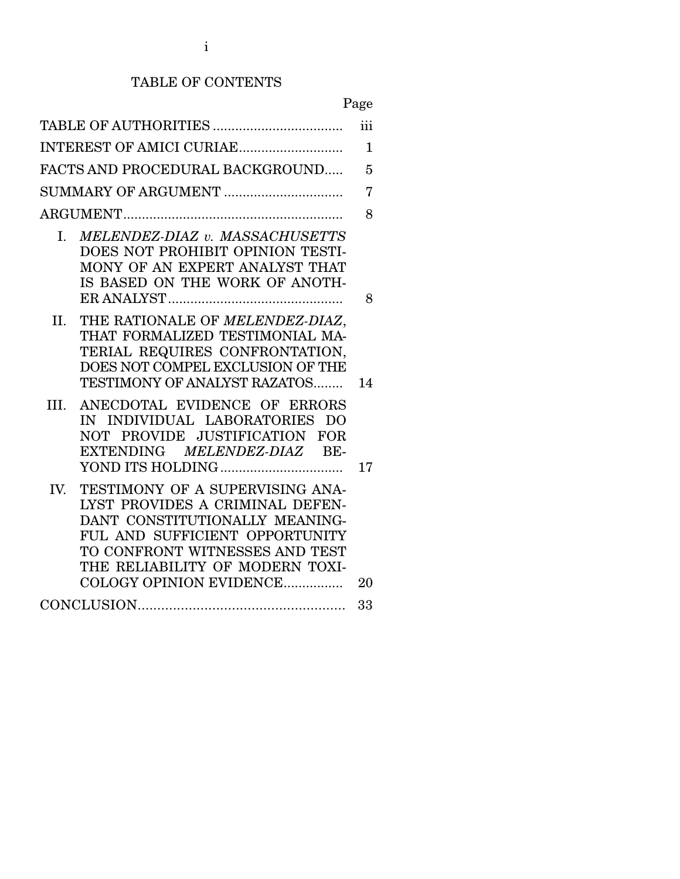# TABLE OF CONTENTS

| | Page |
|---|---|
| TABLE OF AUTHORITIES | iii |
| INTEREST OF AMICI CURIAE | 1 |
| FACTS AND PROCEDURAL BACKGROUND | 5 |
| SUMMARY OF ARGUMENT | 7 |
| ARGUMENT | 8 |
| I. *MELENDEZ-DIAZ v. MASSACHUSETTS* DOES NOT PROHIBIT OPINION TESTIMONY OF AN EXPERT ANALYST THAT IS BASED ON THE WORK OF ANOTHER ANALYST | 8 |
| II. THE RATIONALE OF *MELENDEZ-DIAZ*, THAT FORMALIZED TESTIMONIAL MATERIAL REQUIRES CONFRONTATION, DOES NOT COMPEL EXCLUSION OF THE TESTIMONY OF ANALYST RAZATOS | 14 |
| III. ANECDOTAL EVIDENCE OF ERRORS IN INDIVIDUAL LABORATORIES DO NOT PROVIDE JUSTIFICATION FOR EXTENDING *MELENDEZ-DIAZ* BEYOND ITS HOLDING | 17 |
| IV. TESTIMONY OF A SUPERVISING ANALYST PROVIDES A CRIMINAL DEFENDANT CONSTITUTIONALLY MEANINGFUL AND SUFFICIENT OPPORTUNITY TO CONFRONT WITNESSES AND TEST THE RELIABILITY OF MODERN TOXICOLOGY OPINION EVIDENCE | 20 |
| CONCLUSION | 33 |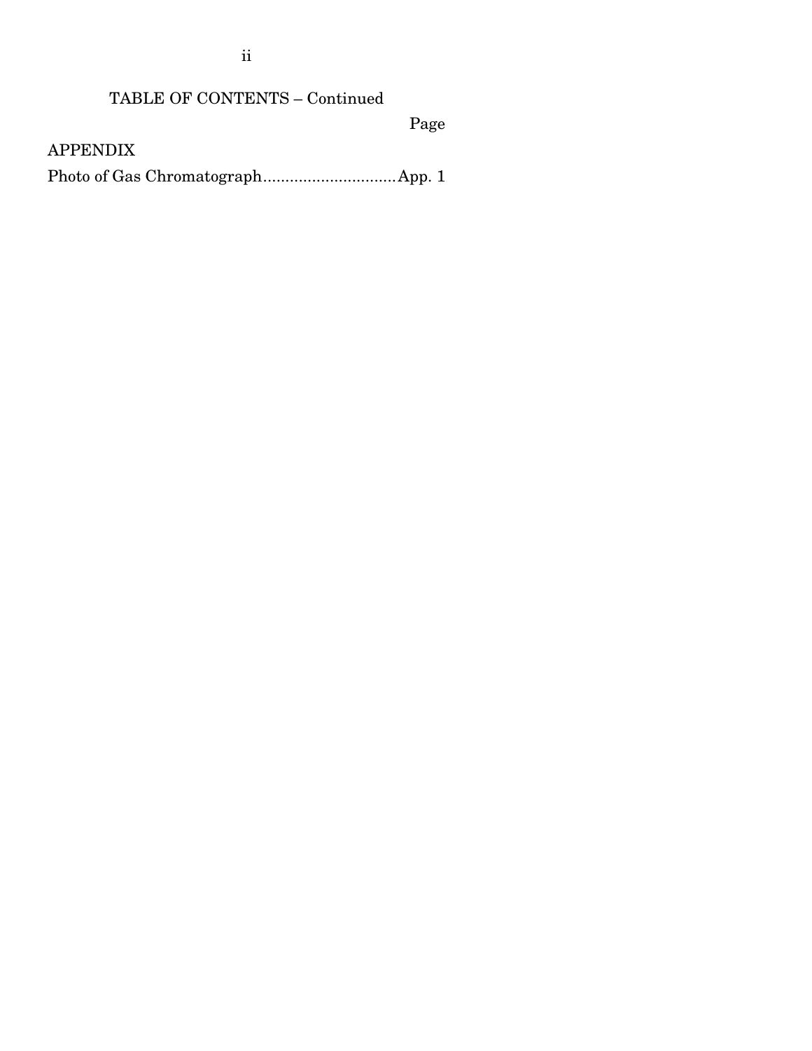TABLE OF CONTENTS – Continued

Page

APPENDIX

Photo of Gas Chromatograph..............................App. 1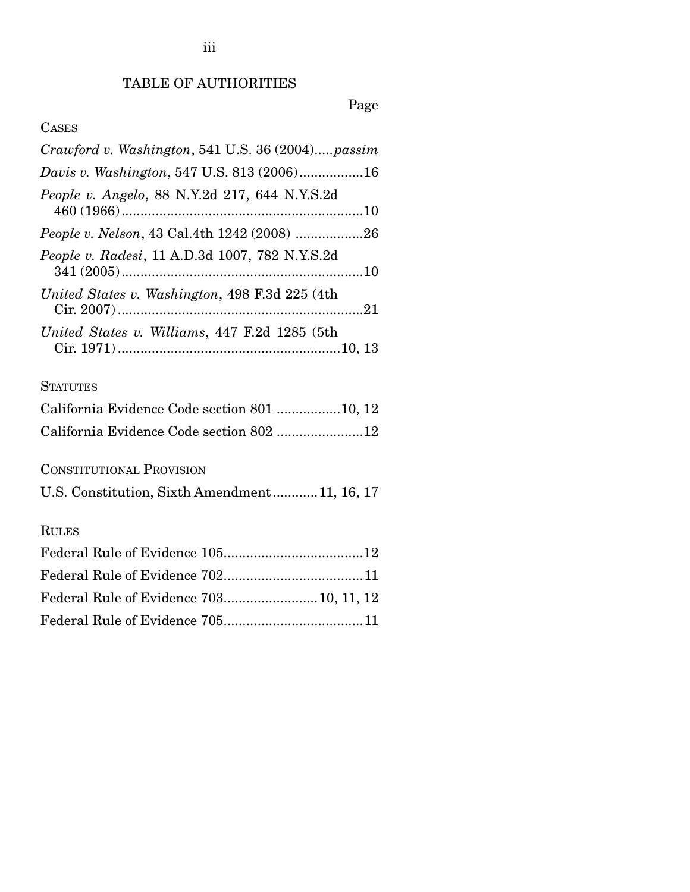# TABLE OF AUTHORITIES

Page

CASES

*Crawford v. Washington*, 541 U.S. 36 (2004).....*passim*

*Davis v. Washington*, 547 U.S. 813 (2006).................16

*People v. Angelo*, 88 N.Y.2d 217, 644 N.Y.S.2d 460 (1966)................................................................10

*People v. Nelson*, 43 Cal.4th 1242 (2008) ..................26

*People v. Radesi*, 11 A.D.3d 1007, 782 N.Y.S.2d 341 (2005)................................................................10

*United States v. Washington*, 498 F.3d 225 (4th Cir. 2007).................................................................21

*United States v. Williams*, 447 F.2d 1285 (5th Cir. 1971)..........................................................10, 13

STATUTES

California Evidence Code section 801 .................10, 12

California Evidence Code section 802 .......................12

CONSTITUTIONAL PROVISION

U.S. Constitution, Sixth Amendment............11, 16, 17

RULES

Federal Rule of Evidence 105.....................................12

Federal Rule of Evidence 702.....................................11

Federal Rule of Evidence 703.........................10, 11, 12

Federal Rule of Evidence 705.....................................11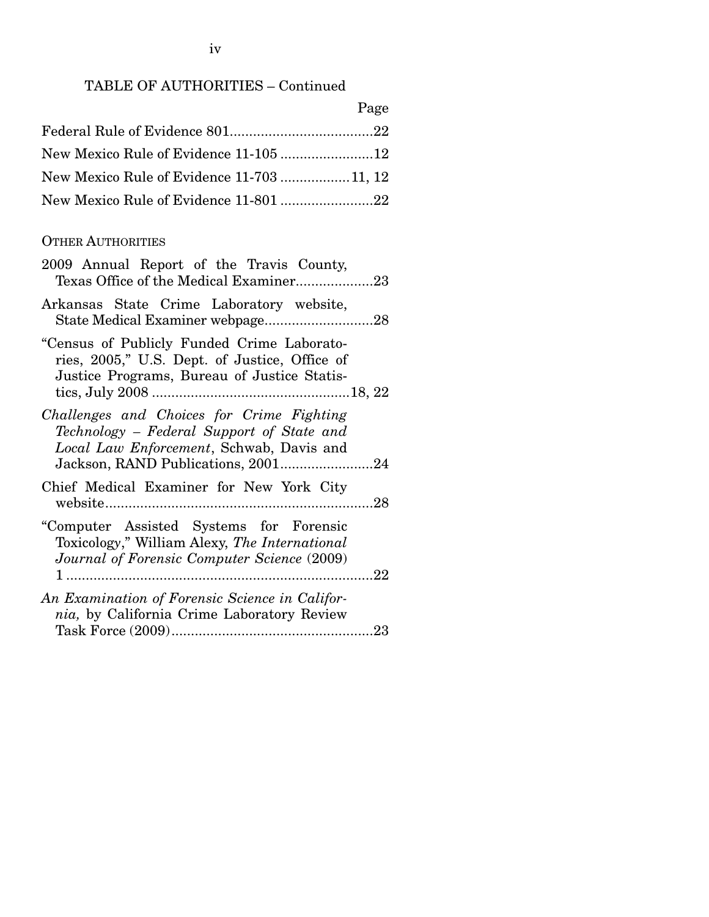TABLE OF AUTHORITIES – Continued

Page

Federal Rule of Evidence 801......................................22

New Mexico Rule of Evidence 11-105 ........................12

New Mexico Rule of Evidence 11-703 ..................11, 12

New Mexico Rule of Evidence 11-801 ........................22

OTHER AUTHORITIES

2009 Annual Report of the Travis County, Texas Office of the Medical Examiner....................23

Arkansas State Crime Laboratory website, State Medical Examiner webpage............................28

"Census of Publicly Funded Crime Laboratories, 2005," U.S. Dept. of Justice, Office of Justice Programs, Bureau of Justice Statistics, July 2008 ...................................................18, 22

*Challenges and Choices for Crime Fighting Technology – Federal Support of State and Local Law Enforcement*, Schwab, Davis and Jackson, RAND Publications, 2001........................24

Chief Medical Examiner for New York City website......................................................................28

"Computer Assisted Systems for Forensic Toxicology," William Alexy, *The International Journal of Forensic Computer Science* (2009) 1 ................................................................................22

*An Examination of Forensic Science in California,* by California Crime Laboratory Review Task Force (2009)....................................................23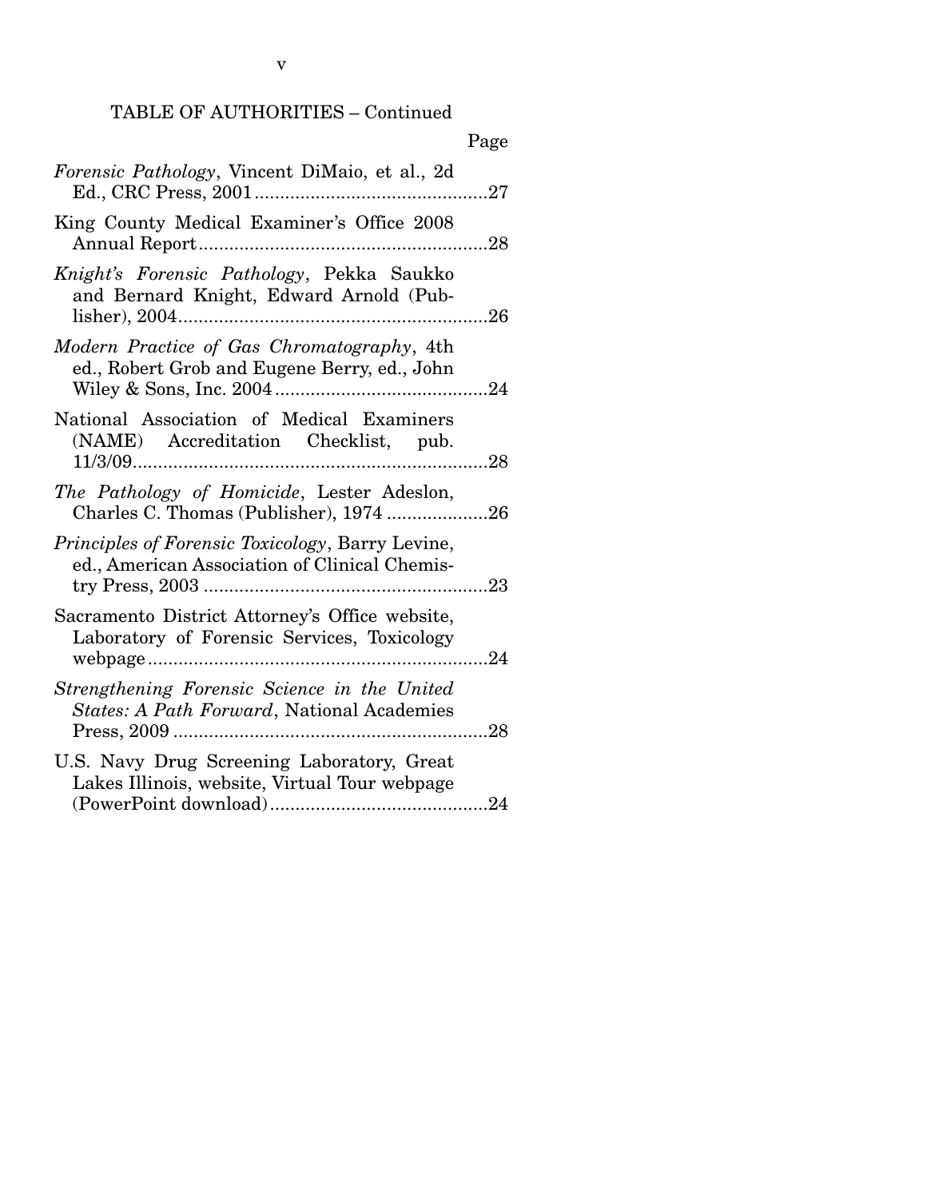TABLE OF AUTHORITIES – Continued

Page

*Forensic Pathology*, Vincent DiMaio, et al., 2d Ed., CRC Press, 2001..............................................27

King County Medical Examiner's Office 2008 Annual Report.........................................................28

*Knight's Forensic Pathology*, Pekka Saukko and Bernard Knight, Edward Arnold (Publisher), 2004.............................................................26

*Modern Practice of Gas Chromatography*, 4th ed., Robert Grob and Eugene Berry, ed., John Wiley & Sons, Inc. 2004..........................................24

National Association of Medical Examiners (NAME) Accreditation Checklist, pub. 11/3/09......................................................................28

*The Pathology of Homicide*, Lester Adeslon, Charles C. Thomas (Publisher), 1974 ....................26

*Principles of Forensic Toxicology*, Barry Levine, ed., American Association of Clinical Chemistry Press, 2003 ........................................................23

Sacramento District Attorney's Office website, Laboratory of Forensic Services, Toxicology webpage...................................................................24

*Strengthening Forensic Science in the United States: A Path Forward*, National Academies Press, 2009 ..............................................................28

U.S. Navy Drug Screening Laboratory, Great Lakes Illinois, website, Virtual Tour webpage (PowerPoint download)...........................................24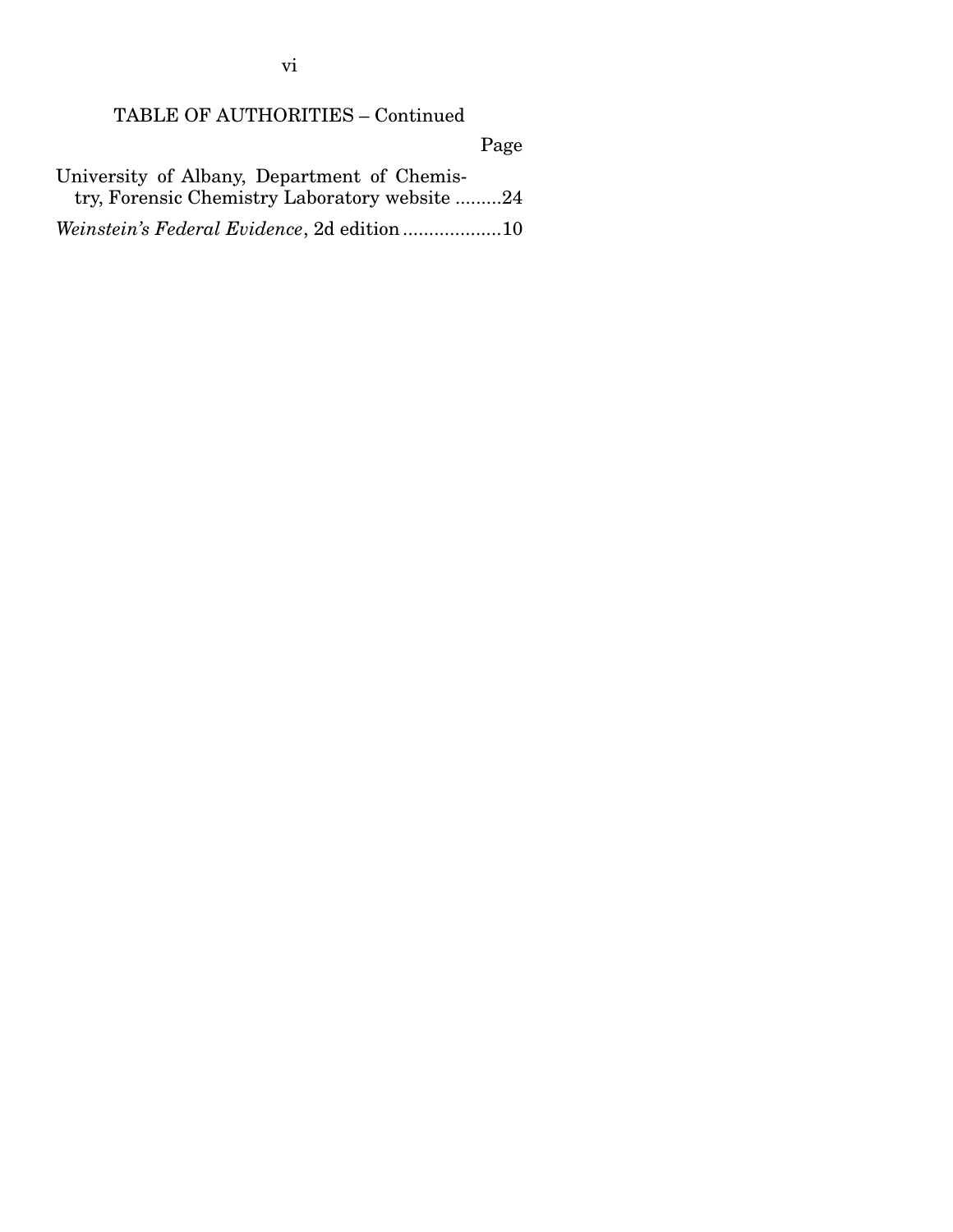TABLE OF AUTHORITIES – Continued

Page

University of Albany, Department of Chemistry, Forensic Chemistry Laboratory website .........24

*Weinstein's Federal Evidence*, 2d edition ...................10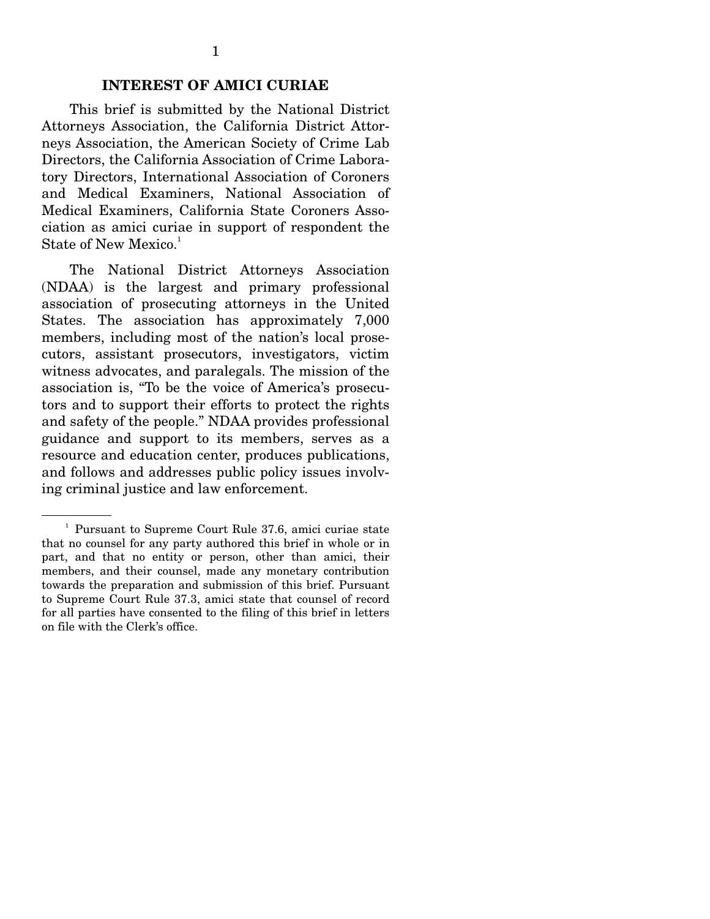## INTEREST OF AMICI CURIAE

This brief is submitted by the National District Attorneys Association, the California District Attorneys Association, the American Society of Crime Lab Directors, the California Association of Crime Laboratory Directors, International Association of Coroners and Medical Examiners, National Association of Medical Examiners, California State Coroners Association as amici curiae in support of respondent the State of New Mexico.[1]

The National District Attorneys Association (NDAA) is the largest and primary professional association of prosecuting attorneys in the United States. The association has approximately 7,000 members, including most of the nation's local prosecutors, assistant prosecutors, investigators, victim witness advocates, and paralegals. The mission of the association is, "To be the voice of America's prosecutors and to support their efforts to protect the rights and safety of the people." NDAA provides professional guidance and support to its members, serves as a resource and education center, produces publications, and follows and addresses public policy issues involving criminal justice and law enforcement.

---

[1] Pursuant to Supreme Court Rule 37.6, amici curiae state that no counsel for any party authored this brief in whole or in part, and that no entity or person, other than amici, their members, and their counsel, made any monetary contribution towards the preparation and submission of this brief. Pursuant to Supreme Court Rule 37.3, amici state that counsel of record for all parties have consented to the filing of this brief in letters on file with the Clerk's office.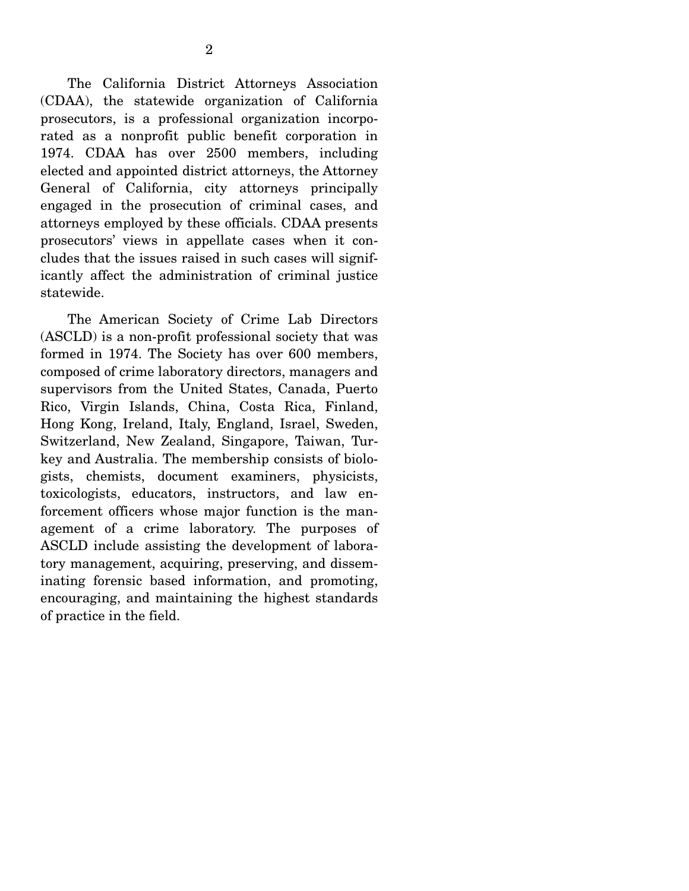The California District Attorneys Association (CDAA), the statewide organization of California prosecutors, is a professional organization incorporated as a nonprofit public benefit corporation in 1974. CDAA has over 2500 members, including elected and appointed district attorneys, the Attorney General of California, city attorneys principally engaged in the prosecution of criminal cases, and attorneys employed by these officials. CDAA presents prosecutors' views in appellate cases when it concludes that the issues raised in such cases will significantly affect the administration of criminal justice statewide.

The American Society of Crime Lab Directors (ASCLD) is a non-profit professional society that was formed in 1974. The Society has over 600 members, composed of crime laboratory directors, managers and supervisors from the United States, Canada, Puerto Rico, Virgin Islands, China, Costa Rica, Finland, Hong Kong, Ireland, Italy, England, Israel, Sweden, Switzerland, New Zealand, Singapore, Taiwan, Turkey and Australia. The membership consists of biologists, chemists, document examiners, physicists, toxicologists, educators, instructors, and law enforcement officers whose major function is the management of a crime laboratory. The purposes of ASCLD include assisting the development of laboratory management, acquiring, preserving, and disseminating forensic based information, and promoting, encouraging, and maintaining the highest standards of practice in the field.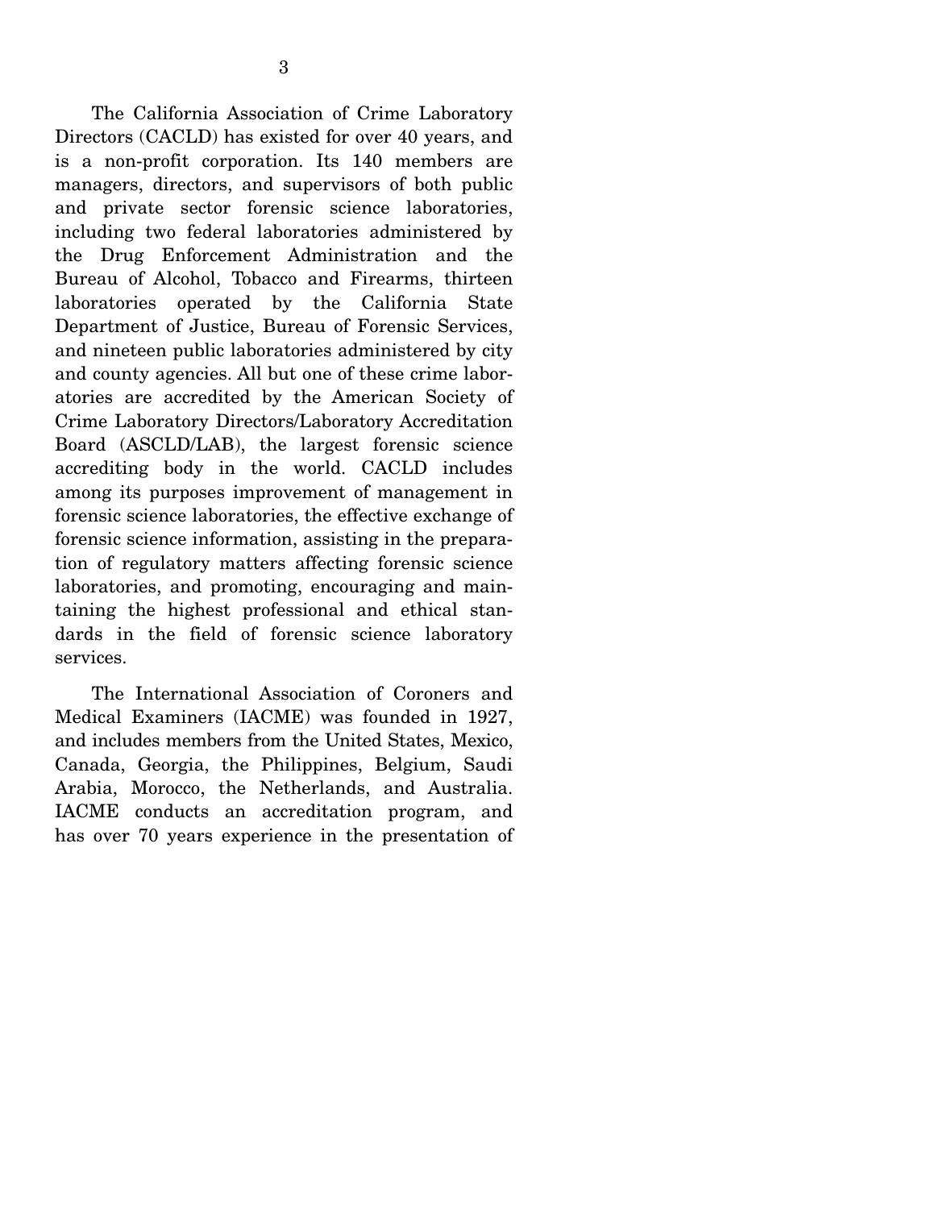The California Association of Crime Laboratory Directors (CACLD) has existed for over 40 years, and is a non-profit corporation. Its 140 members are managers, directors, and supervisors of both public and private sector forensic science laboratories, including two federal laboratories administered by the Drug Enforcement Administration and the Bureau of Alcohol, Tobacco and Firearms, thirteen laboratories operated by the California State Department of Justice, Bureau of Forensic Services, and nineteen public laboratories administered by city and county agencies. All but one of these crime laboratories are accredited by the American Society of Crime Laboratory Directors/Laboratory Accreditation Board (ASCLD/LAB), the largest forensic science accrediting body in the world. CACLD includes among its purposes improvement of management in forensic science laboratories, the effective exchange of forensic science information, assisting in the preparation of regulatory matters affecting forensic science laboratories, and promoting, encouraging and maintaining the highest professional and ethical standards in the field of forensic science laboratory services.

The International Association of Coroners and Medical Examiners (IACME) was founded in 1927, and includes members from the United States, Mexico, Canada, Georgia, the Philippines, Belgium, Saudi Arabia, Morocco, the Netherlands, and Australia. IACME conducts an accreditation program, and has over 70 years experience in the presentation of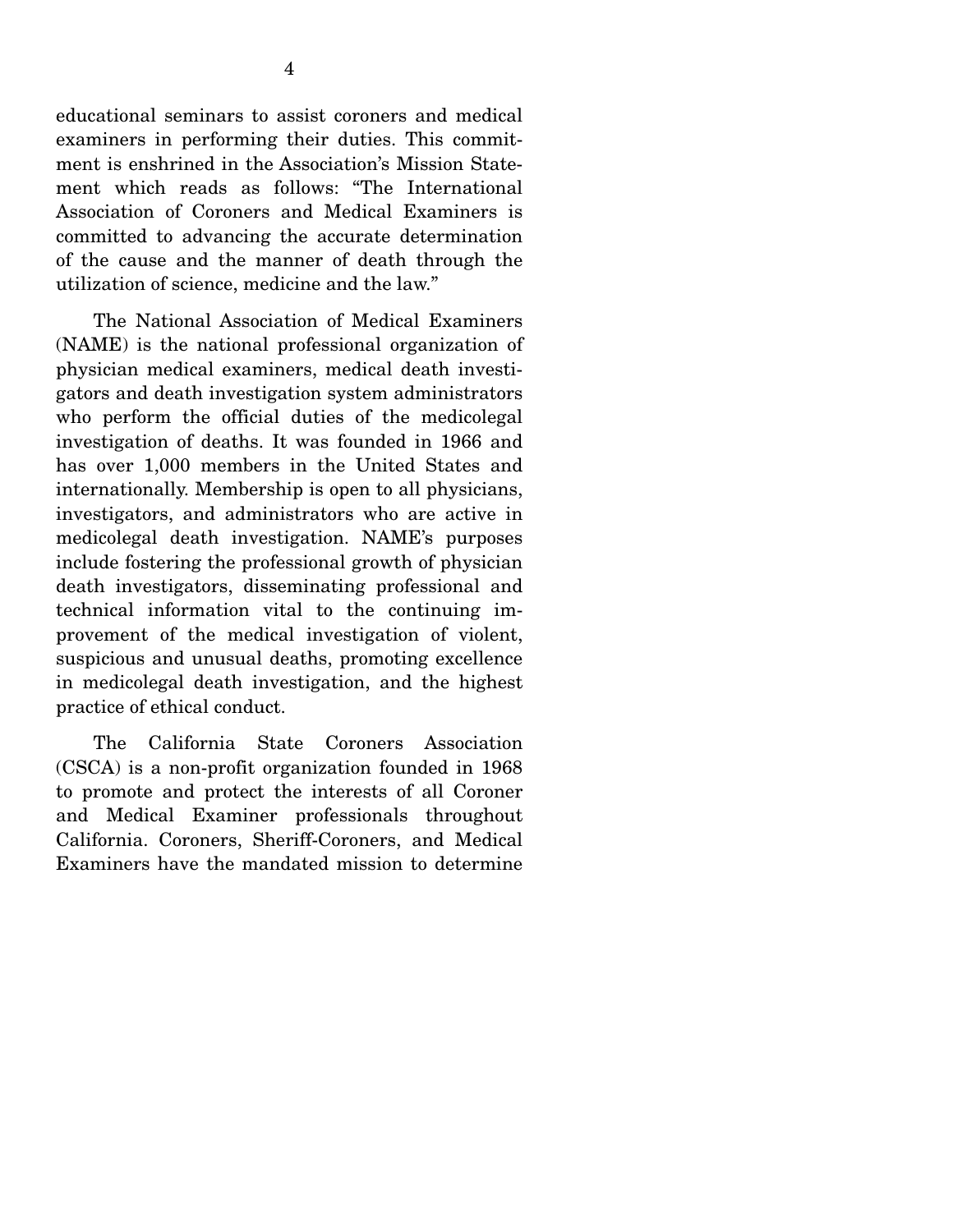educational seminars to assist coroners and medical examiners in performing their duties. This commitment is enshrined in the Association's Mission Statement which reads as follows: "The International Association of Coroners and Medical Examiners is committed to advancing the accurate determination of the cause and the manner of death through the utilization of science, medicine and the law."

The National Association of Medical Examiners (NAME) is the national professional organization of physician medical examiners, medical death investigators and death investigation system administrators who perform the official duties of the medicolegal investigation of deaths. It was founded in 1966 and has over 1,000 members in the United States and internationally. Membership is open to all physicians, investigators, and administrators who are active in medicolegal death investigation. NAME's purposes include fostering the professional growth of physician death investigators, disseminating professional and technical information vital to the continuing improvement of the medical investigation of violent, suspicious and unusual deaths, promoting excellence in medicolegal death investigation, and the highest practice of ethical conduct.

The California State Coroners Association (CSCA) is a non-profit organization founded in 1968 to promote and protect the interests of all Coroner and Medical Examiner professionals throughout California. Coroners, Sheriff-Coroners, and Medical Examiners have the mandated mission to determine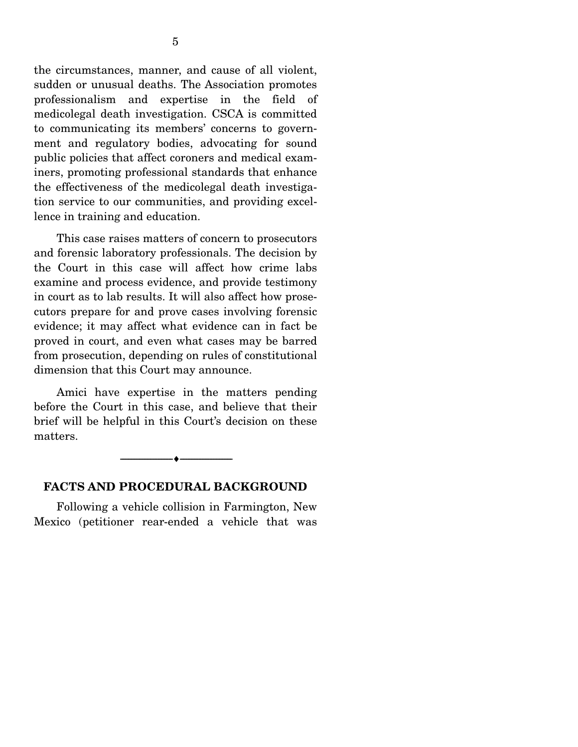the circumstances, manner, and cause of all violent, sudden or unusual deaths. The Association promotes professionalism and expertise in the field of medicolegal death investigation. CSCA is committed to communicating its members' concerns to government and regulatory bodies, advocating for sound public policies that affect coroners and medical examiners, promoting professional standards that enhance the effectiveness of the medicolegal death investigation service to our communities, and providing excellence in training and education.

This case raises matters of concern to prosecutors and forensic laboratory professionals. The decision by the Court in this case will affect how crime labs examine and process evidence, and provide testimony in court as to lab results. It will also affect how prosecutors prepare for and prove cases involving forensic evidence; it may affect what evidence can in fact be proved in court, and even what cases may be barred from prosecution, depending on rules of constitutional dimension that this Court may announce.

Amici have expertise in the matters pending before the Court in this case, and believe that their brief will be helpful in this Court's decision on these matters.

---

## FACTS AND PROCEDURAL BACKGROUND

Following a vehicle collision in Farmington, New Mexico (petitioner rear-ended a vehicle that was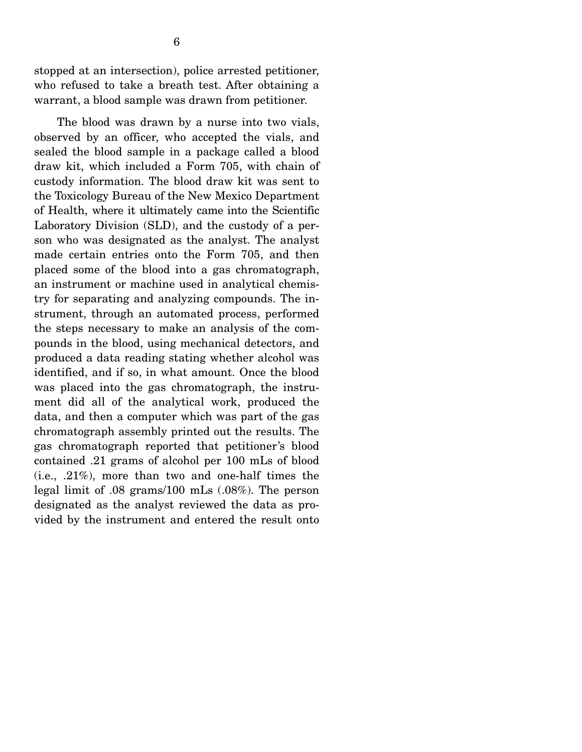stopped at an intersection), police arrested petitioner, who refused to take a breath test. After obtaining a warrant, a blood sample was drawn from petitioner.

The blood was drawn by a nurse into two vials, observed by an officer, who accepted the vials, and sealed the blood sample in a package called a blood draw kit, which included a Form 705, with chain of custody information. The blood draw kit was sent to the Toxicology Bureau of the New Mexico Department of Health, where it ultimately came into the Scientific Laboratory Division (SLD), and the custody of a person who was designated as the analyst. The analyst made certain entries onto the Form 705, and then placed some of the blood into a gas chromatograph, an instrument or machine used in analytical chemistry for separating and analyzing compounds. The instrument, through an automated process, performed the steps necessary to make an analysis of the compounds in the blood, using mechanical detectors, and produced a data reading stating whether alcohol was identified, and if so, in what amount. Once the blood was placed into the gas chromatograph, the instrument did all of the analytical work, produced the data, and then a computer which was part of the gas chromatograph assembly printed out the results. The gas chromatograph reported that petitioner's blood contained .21 grams of alcohol per 100 mLs of blood (i.e., .21%), more than two and one-half times the legal limit of .08 grams/100 mLs (.08%). The person designated as the analyst reviewed the data as provided by the instrument and entered the result onto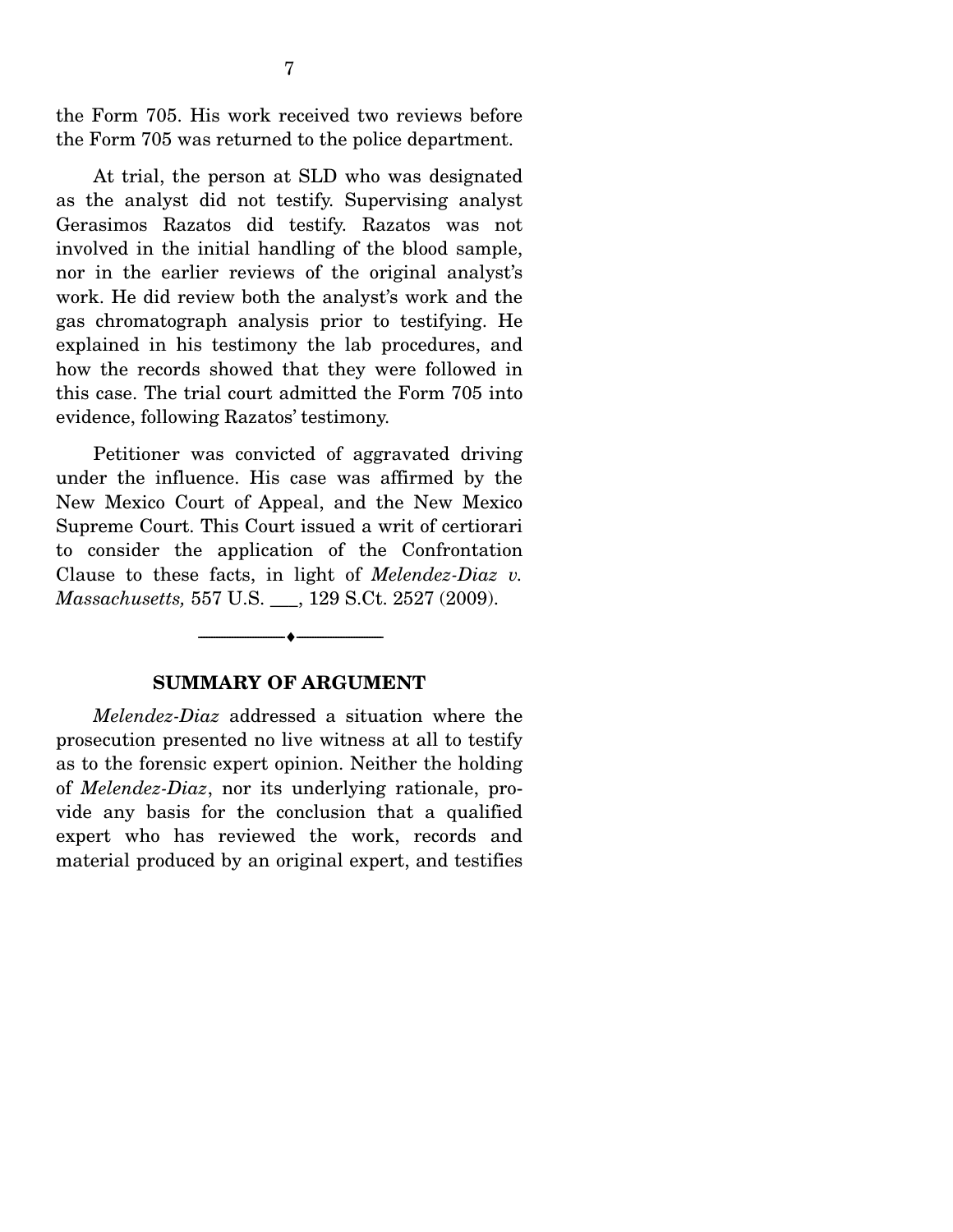the Form 705. His work received two reviews before the Form 705 was returned to the police department.

At trial, the person at SLD who was designated as the analyst did not testify. Supervising analyst Gerasimos Razatos did testify. Razatos was not involved in the initial handling of the blood sample, nor in the earlier reviews of the original analyst's work. He did review both the analyst's work and the gas chromatograph analysis prior to testifying. He explained in his testimony the lab procedures, and how the records showed that they were followed in this case. The trial court admitted the Form 705 into evidence, following Razatos' testimony.

Petitioner was convicted of aggravated driving under the influence. His case was affirmed by the New Mexico Court of Appeal, and the New Mexico Supreme Court. This Court issued a writ of certiorari to consider the application of the Confrontation Clause to these facts, in light of *Melendez-Diaz v. Massachusetts,* 557 U.S. ___, 129 S.Ct. 2527 (2009).

---

## SUMMARY OF ARGUMENT

*Melendez-Diaz* addressed a situation where the prosecution presented no live witness at all to testify as to the forensic expert opinion. Neither the holding of *Melendez-Diaz*, nor its underlying rationale, provide any basis for the conclusion that a qualified expert who has reviewed the work, records and material produced by an original expert, and testifies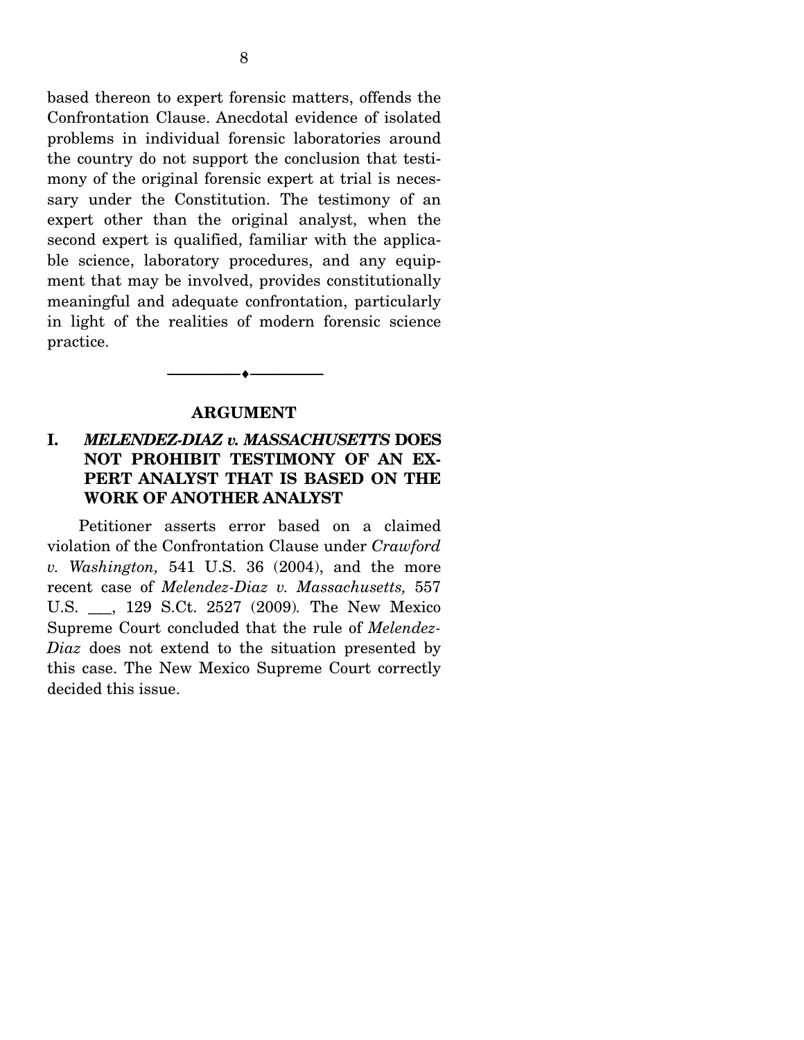based thereon to expert forensic matters, offends the Confrontation Clause. Anecdotal evidence of isolated problems in individual forensic laboratories around the country do not support the conclusion that testimony of the original forensic expert at trial is necessary under the Constitution. The testimony of an expert other than the original analyst, when the second expert is qualified, familiar with the applicable science, laboratory procedures, and any equipment that may be involved, provides constitutionally meaningful and adequate confrontation, particularly in light of the realities of modern forensic science practice.

---

## ARGUMENT

### I. *MELENDEZ-DIAZ v. MASSACHUSETTS* DOES NOT PROHIBIT TESTIMONY OF AN EXPERT ANALYST THAT IS BASED ON THE WORK OF ANOTHER ANALYST

Petitioner asserts error based on a claimed violation of the Confrontation Clause under *Crawford v. Washington,* 541 U.S. 36 (2004), and the more recent case of *Melendez-Diaz v. Massachusetts,* 557 U.S. ___, 129 S.Ct. 2527 (2009). The New Mexico Supreme Court concluded that the rule of *Melendez-Diaz* does not extend to the situation presented by this case. The New Mexico Supreme Court correctly decided this issue.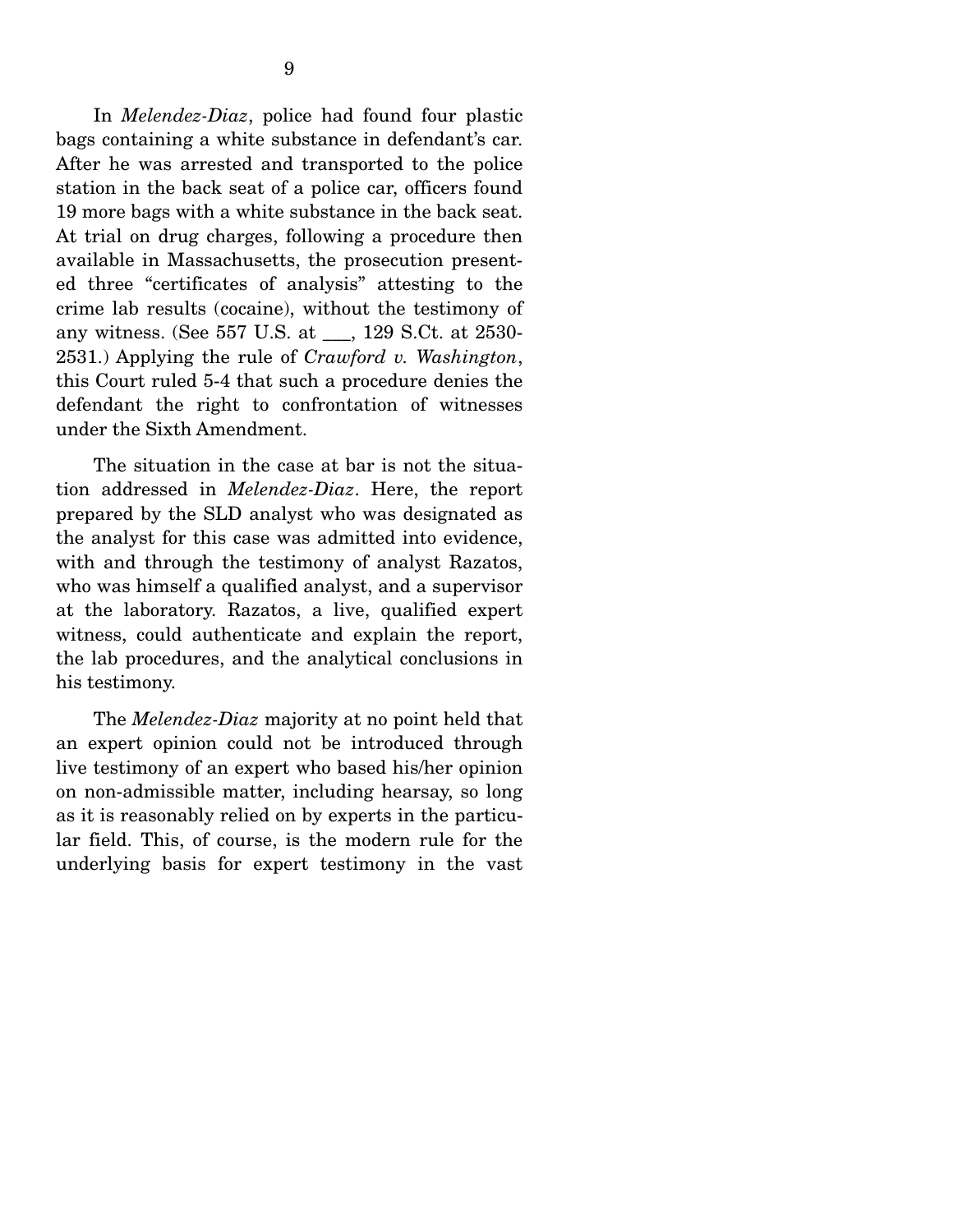In *Melendez-Diaz*, police had found four plastic bags containing a white substance in defendant's car. After he was arrested and transported to the police station in the back seat of a police car, officers found 19 more bags with a white substance in the back seat. At trial on drug charges, following a procedure then available in Massachusetts, the prosecution presented three "certificates of analysis" attesting to the crime lab results (cocaine), without the testimony of any witness. (See 557 U.S. at ___, 129 S.Ct. at 2530-2531.) Applying the rule of *Crawford v. Washington*, this Court ruled 5-4 that such a procedure denies the defendant the right to confrontation of witnesses under the Sixth Amendment.

The situation in the case at bar is not the situation addressed in *Melendez-Diaz*. Here, the report prepared by the SLD analyst who was designated as the analyst for this case was admitted into evidence, with and through the testimony of analyst Razatos, who was himself a qualified analyst, and a supervisor at the laboratory. Razatos, a live, qualified expert witness, could authenticate and explain the report, the lab procedures, and the analytical conclusions in his testimony.

The *Melendez-Diaz* majority at no point held that an expert opinion could not be introduced through live testimony of an expert who based his/her opinion on non-admissible matter, including hearsay, so long as it is reasonably relied on by experts in the particular field. This, of course, is the modern rule for the underlying basis for expert testimony in the vast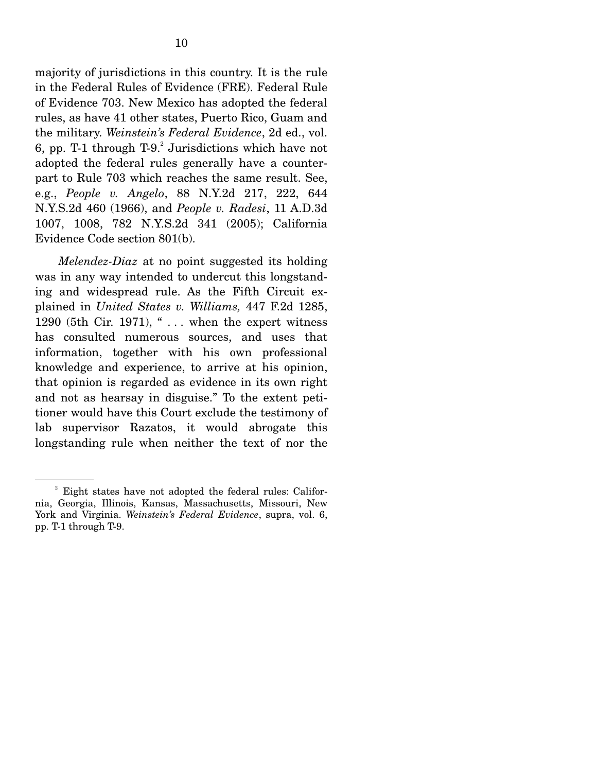majority of jurisdictions in this country. It is the rule in the Federal Rules of Evidence (FRE). Federal Rule of Evidence 703. New Mexico has adopted the federal rules, as have 41 other states, Puerto Rico, Guam and the military. *Weinstein's Federal Evidence*, 2d ed., vol. 6, pp. T-1 through T-9.[2] Jurisdictions which have not adopted the federal rules generally have a counterpart to Rule 703 which reaches the same result. See, e.g., *People v. Angelo*, 88 N.Y.2d 217, 222, 644 N.Y.S.2d 460 (1966), and *People v. Radesi*, 11 A.D.3d 1007, 1008, 782 N.Y.S.2d 341 (2005); California Evidence Code section 801(b).

*Melendez-Diaz* at no point suggested its holding was in any way intended to undercut this longstanding and widespread rule. As the Fifth Circuit explained in *United States v. Williams,* 447 F.2d 1285, 1290 (5th Cir. 1971), " . . . when the expert witness has consulted numerous sources, and uses that information, together with his own professional knowledge and experience, to arrive at his opinion, that opinion is regarded as evidence in its own right and not as hearsay in disguise." To the extent petitioner would have this Court exclude the testimony of lab supervisor Razatos, it would abrogate this longstanding rule when neither the text of nor the

---

[2] Eight states have not adopted the federal rules: California, Georgia, Illinois, Kansas, Massachusetts, Missouri, New York and Virginia. *Weinstein's Federal Evidence*, supra, vol. 6, pp. T-1 through T-9.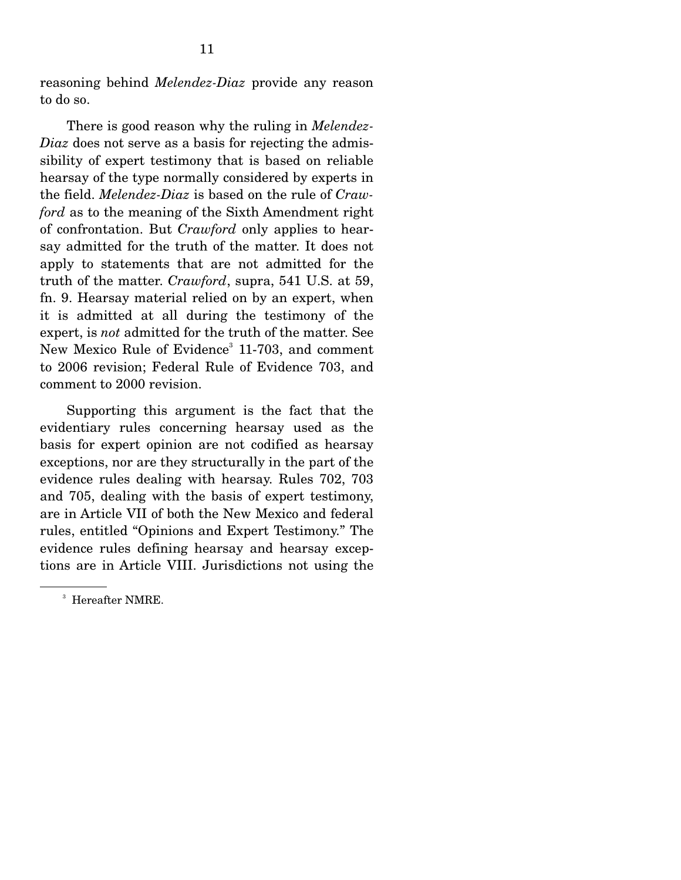reasoning behind *Melendez-Diaz* provide any reason to do so.

There is good reason why the ruling in *Melendez-Diaz* does not serve as a basis for rejecting the admissibility of expert testimony that is based on reliable hearsay of the type normally considered by experts in the field. *Melendez-Diaz* is based on the rule of *Crawford* as to the meaning of the Sixth Amendment right of confrontation. But *Crawford* only applies to hearsay admitted for the truth of the matter. It does not apply to statements that are not admitted for the truth of the matter. *Crawford*, supra, 541 U.S. at 59, fn. 9. Hearsay material relied on by an expert, when it is admitted at all during the testimony of the expert, is *not* admitted for the truth of the matter. See New Mexico Rule of Evidence[3] 11-703, and comment to 2006 revision; Federal Rule of Evidence 703, and comment to 2000 revision.

Supporting this argument is the fact that the evidentiary rules concerning hearsay used as the basis for expert opinion are not codified as hearsay exceptions, nor are they structurally in the part of the evidence rules dealing with hearsay. Rules 702, 703 and 705, dealing with the basis of expert testimony, are in Article VII of both the New Mexico and federal rules, entitled "Opinions and Expert Testimony." The evidence rules defining hearsay and hearsay exceptions are in Article VIII. Jurisdictions not using the

[3] Hereafter NMRE.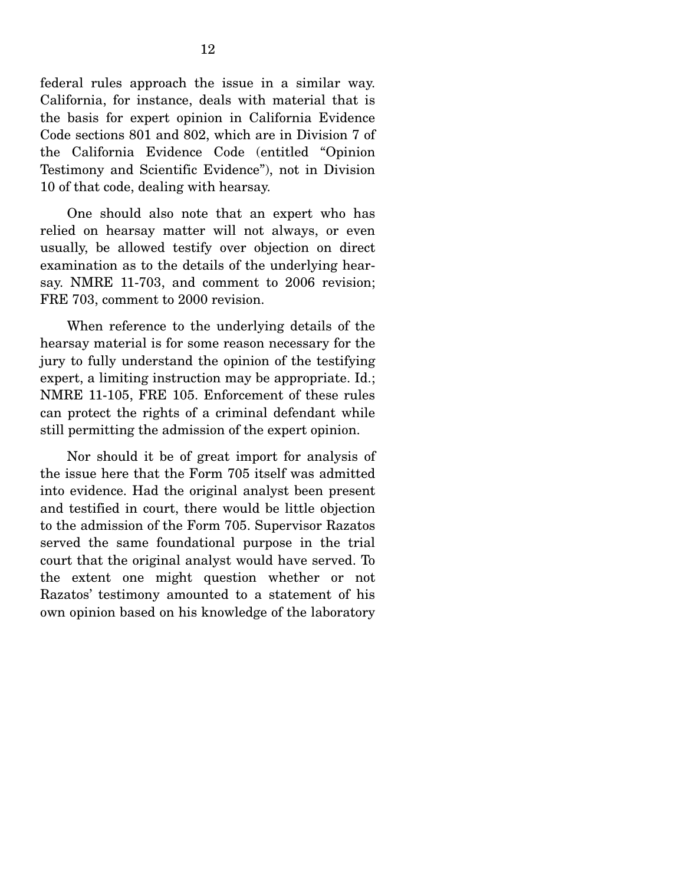federal rules approach the issue in a similar way. California, for instance, deals with material that is the basis for expert opinion in California Evidence Code sections 801 and 802, which are in Division 7 of the California Evidence Code (entitled "Opinion Testimony and Scientific Evidence"), not in Division 10 of that code, dealing with hearsay.

One should also note that an expert who has relied on hearsay matter will not always, or even usually, be allowed testify over objection on direct examination as to the details of the underlying hearsay. NMRE 11-703, and comment to 2006 revision; FRE 703, comment to 2000 revision.

When reference to the underlying details of the hearsay material is for some reason necessary for the jury to fully understand the opinion of the testifying expert, a limiting instruction may be appropriate. Id.; NMRE 11-105, FRE 105. Enforcement of these rules can protect the rights of a criminal defendant while still permitting the admission of the expert opinion.

Nor should it be of great import for analysis of the issue here that the Form 705 itself was admitted into evidence. Had the original analyst been present and testified in court, there would be little objection to the admission of the Form 705. Supervisor Razatos served the same foundational purpose in the trial court that the original analyst would have served. To the extent one might question whether or not Razatos' testimony amounted to a statement of his own opinion based on his knowledge of the laboratory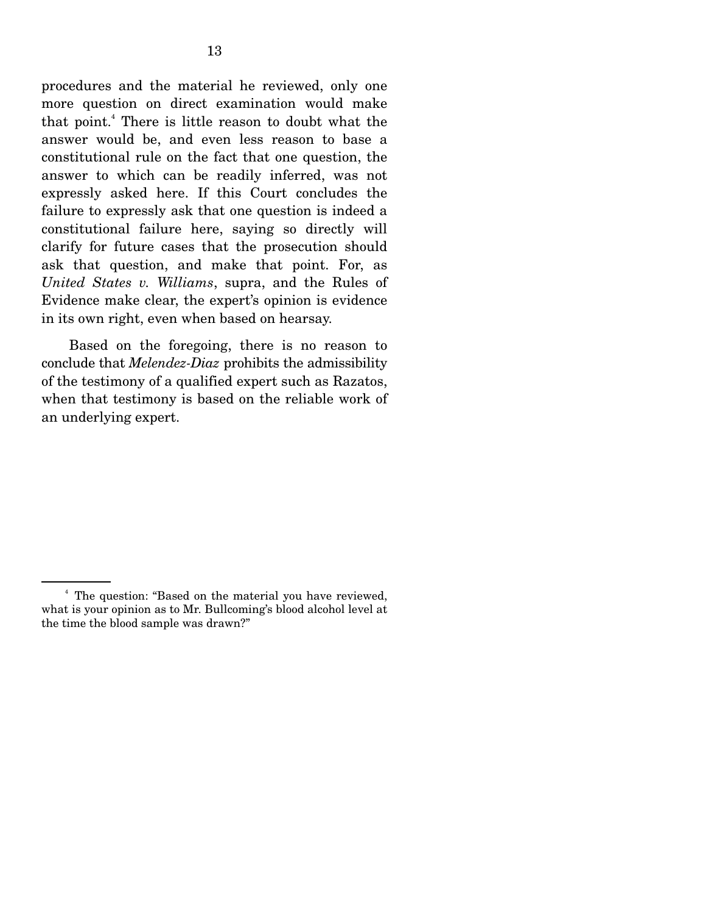procedures and the material he reviewed, only one more question on direct examination would make that point.[4] There is little reason to doubt what the answer would be, and even less reason to base a constitutional rule on the fact that one question, the answer to which can be readily inferred, was not expressly asked here. If this Court concludes the failure to expressly ask that one question is indeed a constitutional failure here, saying so directly will clarify for future cases that the prosecution should ask that question, and make that point. For, as *United States v. Williams*, supra, and the Rules of Evidence make clear, the expert's opinion is evidence in its own right, even when based on hearsay.

Based on the foregoing, there is no reason to conclude that *Melendez-Diaz* prohibits the admissibility of the testimony of a qualified expert such as Razatos, when that testimony is based on the reliable work of an underlying expert.

---

[4] The question: "Based on the material you have reviewed, what is your opinion as to Mr. Bullcoming's blood alcohol level at the time the blood sample was drawn?"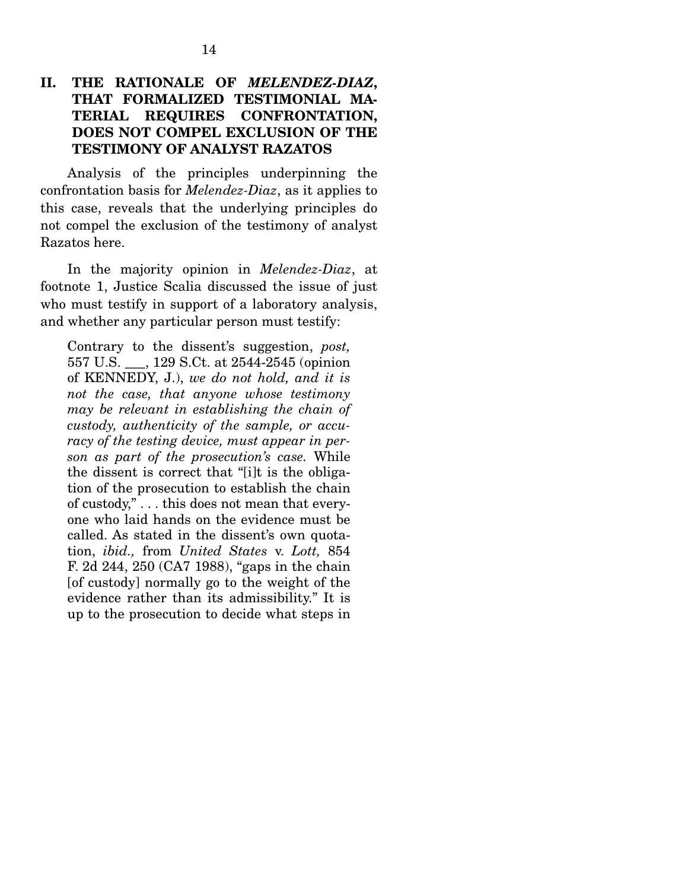## II. THE RATIONALE OF *MELENDEZ-DIAZ*, THAT FORMALIZED TESTIMONIAL MATERIAL REQUIRES CONFRONTATION, DOES NOT COMPEL EXCLUSION OF THE TESTIMONY OF ANALYST RAZATOS

Analysis of the principles underpinning the confrontation basis for *Melendez-Diaz*, as it applies to this case, reveals that the underlying principles do not compel the exclusion of the testimony of analyst Razatos here.

In the majority opinion in *Melendez-Diaz*, at footnote 1, Justice Scalia discussed the issue of just who must testify in support of a laboratory analysis, and whether any particular person must testify:

> Contrary to the dissent's suggestion, *post,* 557 U.S. ___, 129 S.Ct. at 2544-2545 (opinion of KENNEDY, J.), *we do not hold, and it is not the case, that anyone whose testimony may be relevant in establishing the chain of custody, authenticity of the sample, or accuracy of the testing device, must appear in person as part of the prosecution's case.* While the dissent is correct that "[i]t is the obligation of the prosecution to establish the chain of custody," . . . this does not mean that everyone who laid hands on the evidence must be called. As stated in the dissent's own quotation, *ibid.,* from *United States* v. *Lott,* 854 F. 2d 244, 250 (CA7 1988), "gaps in the chain [of custody] normally go to the weight of the evidence rather than its admissibility." It is up to the prosecution to decide what steps in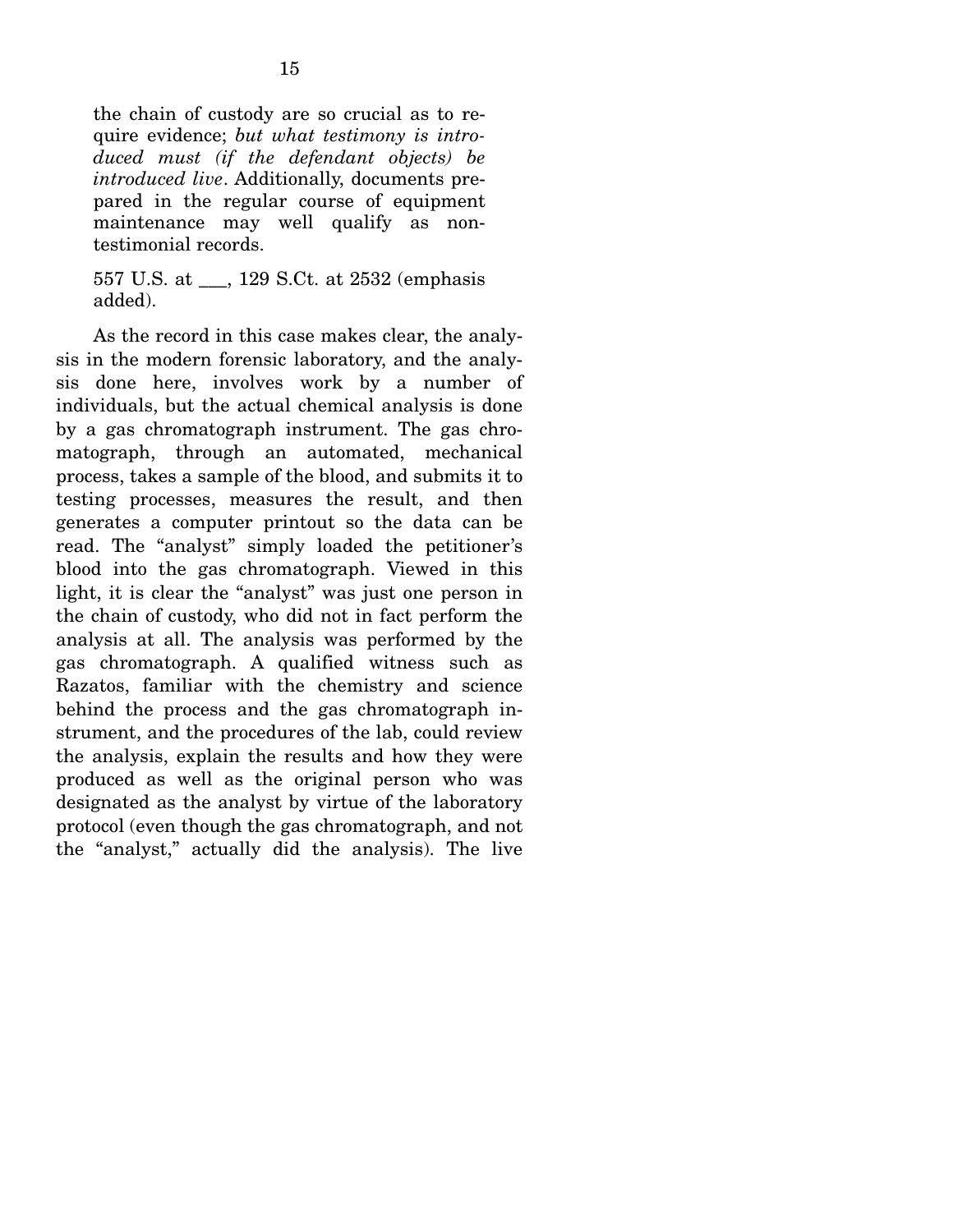> the chain of custody are so crucial as to require evidence; *but what testimony is introduced must (if the defendant objects) be introduced live*. Additionally, documents prepared in the regular course of equipment maintenance may well qualify as nontestimonial records.
>
> 557 U.S. at ___, 129 S.Ct. at 2532 (emphasis added).

As the record in this case makes clear, the analysis in the modern forensic laboratory, and the analysis done here, involves work by a number of individuals, but the actual chemical analysis is done by a gas chromatograph instrument. The gas chromatograph, through an automated, mechanical process, takes a sample of the blood, and submits it to testing processes, measures the result, and then generates a computer printout so the data can be read. The "analyst" simply loaded the petitioner's blood into the gas chromatograph. Viewed in this light, it is clear the "analyst" was just one person in the chain of custody, who did not in fact perform the analysis at all. The analysis was performed by the gas chromatograph. A qualified witness such as Razatos, familiar with the chemistry and science behind the process and the gas chromatograph instrument, and the procedures of the lab, could review the analysis, explain the results and how they were produced as well as the original person who was designated as the analyst by virtue of the laboratory protocol (even though the gas chromatograph, and not the "analyst," actually did the analysis). The live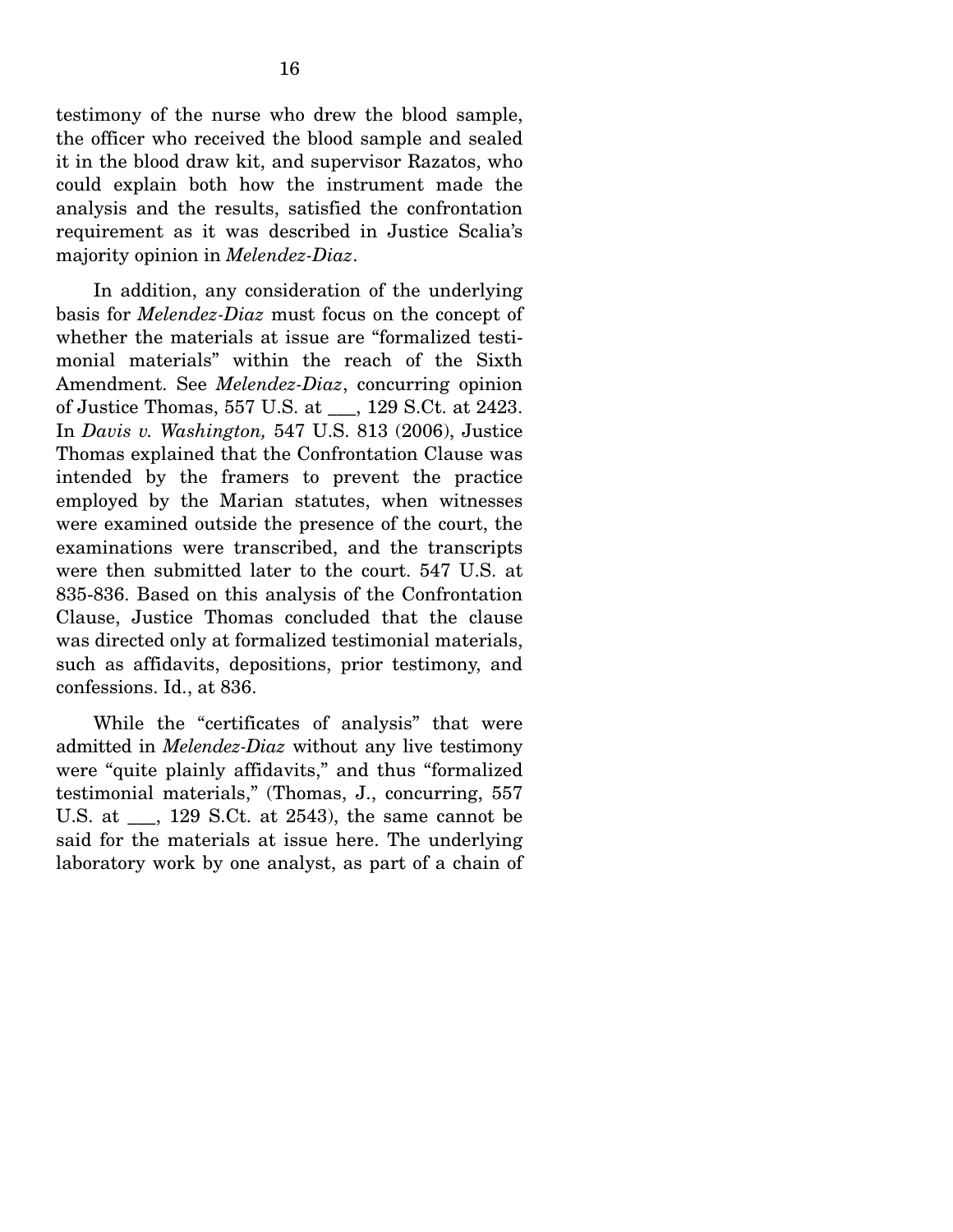testimony of the nurse who drew the blood sample, the officer who received the blood sample and sealed it in the blood draw kit, and supervisor Razatos, who could explain both how the instrument made the analysis and the results, satisfied the confrontation requirement as it was described in Justice Scalia's majority opinion in *Melendez-Diaz*.

In addition, any consideration of the underlying basis for *Melendez-Diaz* must focus on the concept of whether the materials at issue are "formalized testimonial materials" within the reach of the Sixth Amendment. See *Melendez-Diaz*, concurring opinion of Justice Thomas, 557 U.S. at ___, 129 S.Ct. at 2423. In *Davis v. Washington,* 547 U.S. 813 (2006), Justice Thomas explained that the Confrontation Clause was intended by the framers to prevent the practice employed by the Marian statutes, when witnesses were examined outside the presence of the court, the examinations were transcribed, and the transcripts were then submitted later to the court. 547 U.S. at 835-836. Based on this analysis of the Confrontation Clause, Justice Thomas concluded that the clause was directed only at formalized testimonial materials, such as affidavits, depositions, prior testimony, and confessions. Id., at 836.

While the "certificates of analysis" that were admitted in *Melendez-Diaz* without any live testimony were "quite plainly affidavits," and thus "formalized testimonial materials," (Thomas, J., concurring, 557 U.S. at ___, 129 S.Ct. at 2543), the same cannot be said for the materials at issue here. The underlying laboratory work by one analyst, as part of a chain of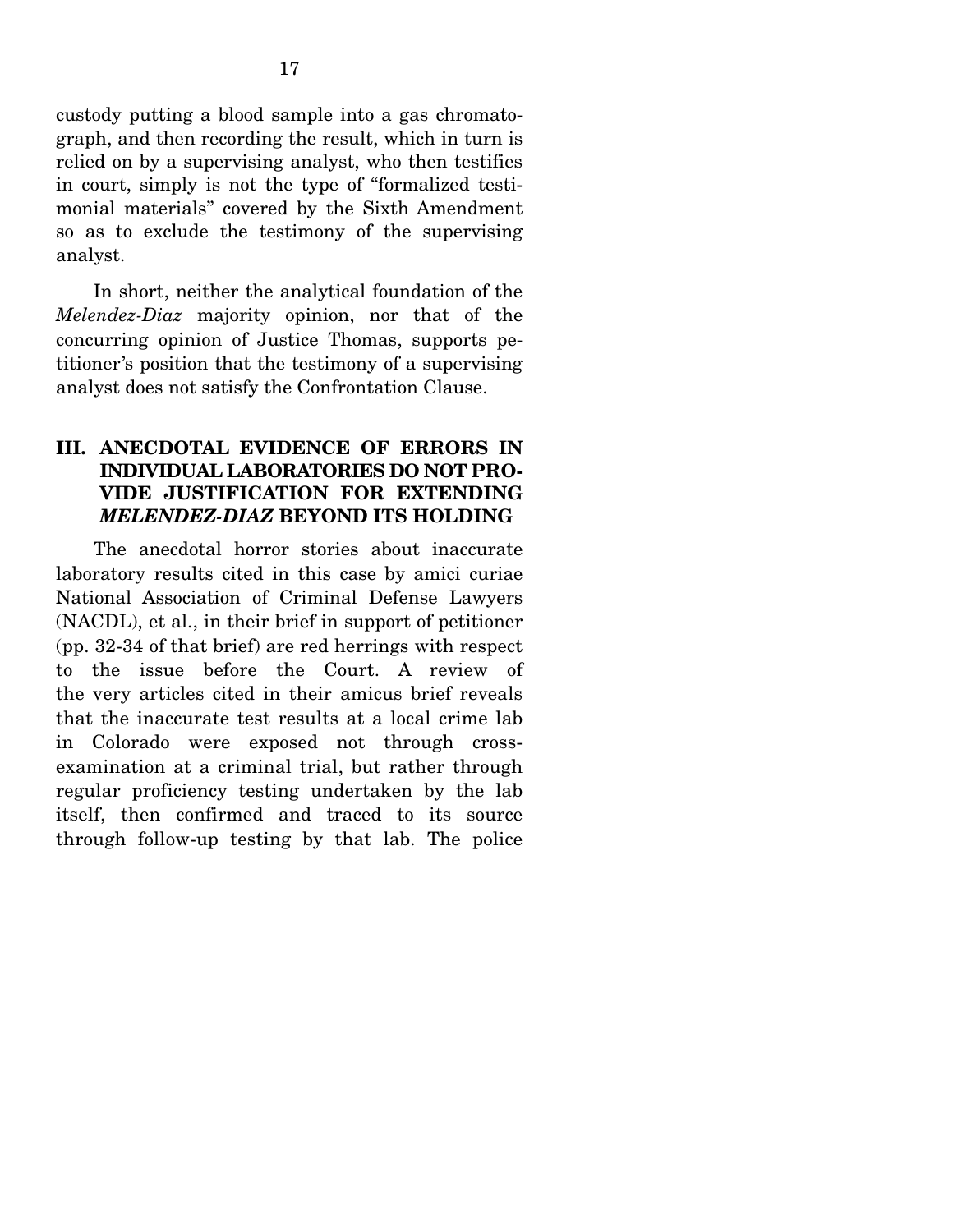custody putting a blood sample into a gas chromatograph, and then recording the result, which in turn is relied on by a supervising analyst, who then testifies in court, simply is not the type of "formalized testimonial materials" covered by the Sixth Amendment so as to exclude the testimony of the supervising analyst.

In short, neither the analytical foundation of the *Melendez-Diaz* majority opinion, nor that of the concurring opinion of Justice Thomas, supports petitioner's position that the testimony of a supervising analyst does not satisfy the Confrontation Clause.

## III. ANECDOTAL EVIDENCE OF ERRORS IN INDIVIDUAL LABORATORIES DO NOT PROVIDE JUSTIFICATION FOR EXTENDING *MELENDEZ-DIAZ* BEYOND ITS HOLDING

The anecdotal horror stories about inaccurate laboratory results cited in this case by amici curiae National Association of Criminal Defense Lawyers (NACDL), et al., in their brief in support of petitioner (pp. 32-34 of that brief) are red herrings with respect to the issue before the Court. A review of the very articles cited in their amicus brief reveals that the inaccurate test results at a local crime lab in Colorado were exposed not through cross-examination at a criminal trial, but rather through regular proficiency testing undertaken by the lab itself, then confirmed and traced to its source through follow-up testing by that lab. The police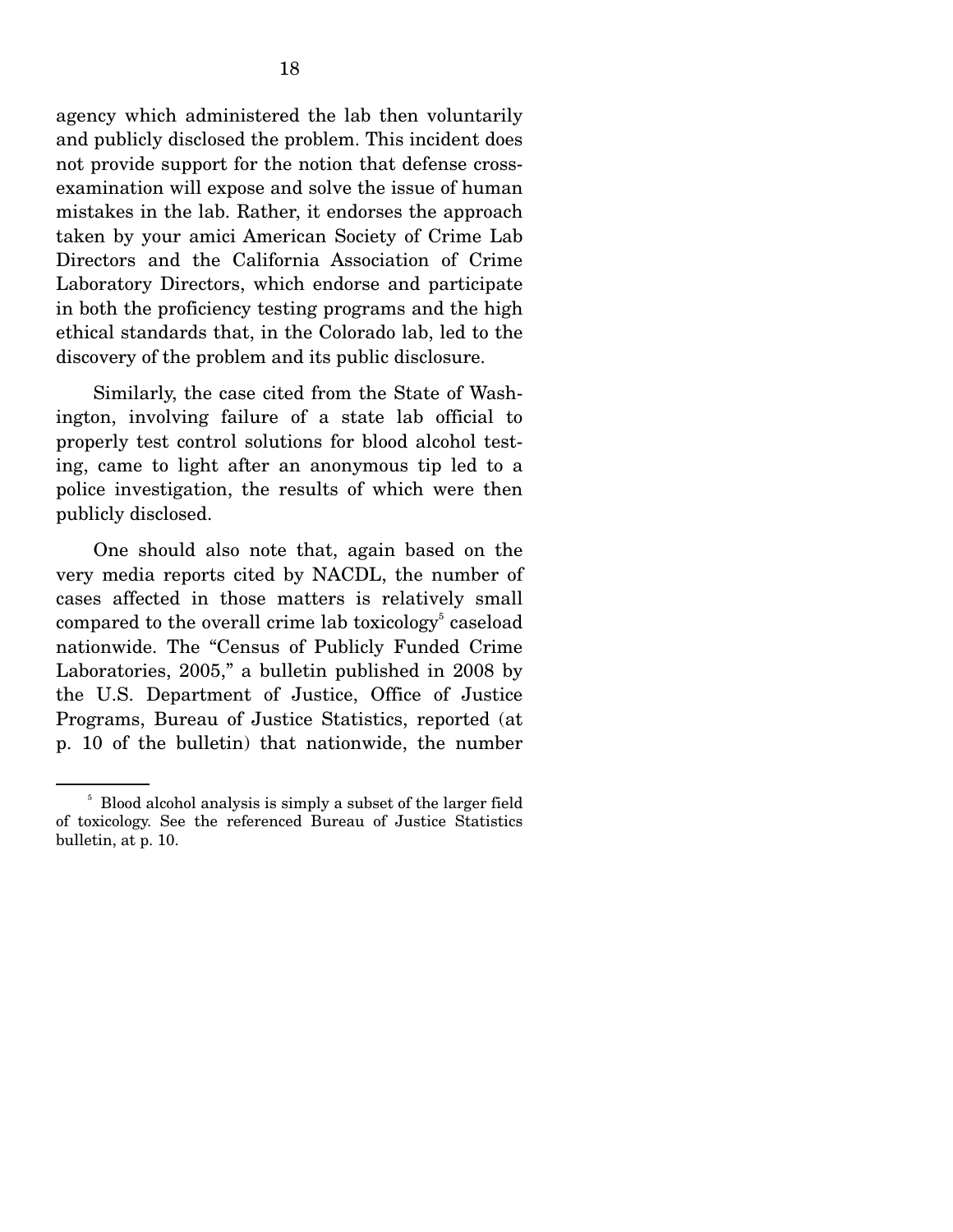agency which administered the lab then voluntarily and publicly disclosed the problem. This incident does not provide support for the notion that defense cross-examination will expose and solve the issue of human mistakes in the lab. Rather, it endorses the approach taken by your amici American Society of Crime Lab Directors and the California Association of Crime Laboratory Directors, which endorse and participate in both the proficiency testing programs and the high ethical standards that, in the Colorado lab, led to the discovery of the problem and its public disclosure.

Similarly, the case cited from the State of Washington, involving failure of a state lab official to properly test control solutions for blood alcohol testing, came to light after an anonymous tip led to a police investigation, the results of which were then publicly disclosed.

One should also note that, again based on the very media reports cited by NACDL, the number of cases affected in those matters is relatively small compared to the overall crime lab toxicology[5] caseload nationwide. The "Census of Publicly Funded Crime Laboratories, 2005," a bulletin published in 2008 by the U.S. Department of Justice, Office of Justice Programs, Bureau of Justice Statistics, reported (at p. 10 of the bulletin) that nationwide, the number

---

[5] Blood alcohol analysis is simply a subset of the larger field of toxicology. See the referenced Bureau of Justice Statistics bulletin, at p. 10.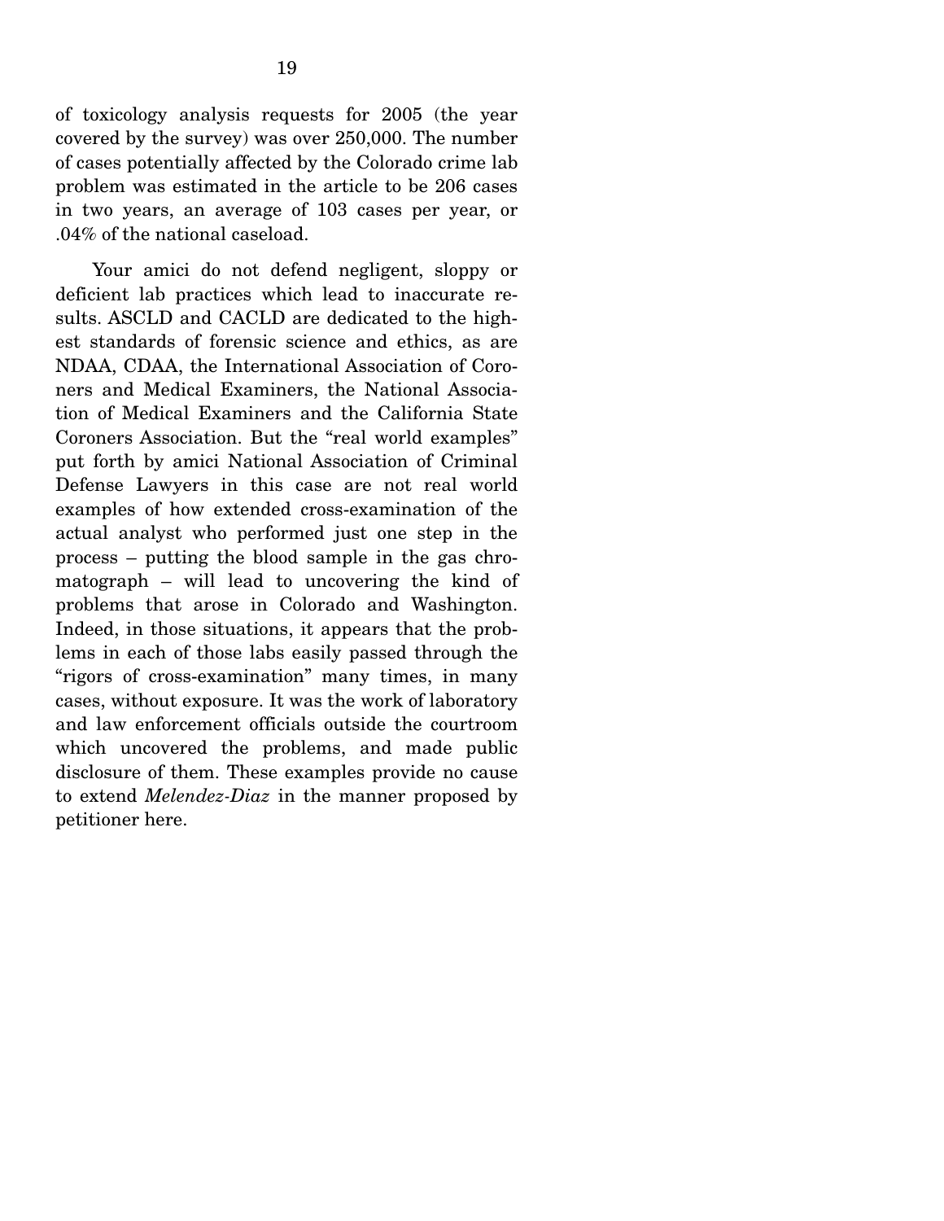of toxicology analysis requests for 2005 (the year covered by the survey) was over 250,000. The number of cases potentially affected by the Colorado crime lab problem was estimated in the article to be 206 cases in two years, an average of 103 cases per year, or .04% of the national caseload.

Your amici do not defend negligent, sloppy or deficient lab practices which lead to inaccurate results. ASCLD and CACLD are dedicated to the highest standards of forensic science and ethics, as are NDAA, CDAA, the International Association of Coroners and Medical Examiners, the National Association of Medical Examiners and the California State Coroners Association. But the "real world examples" put forth by amici National Association of Criminal Defense Lawyers in this case are not real world examples of how extended cross-examination of the actual analyst who performed just one step in the process – putting the blood sample in the gas chromatograph – will lead to uncovering the kind of problems that arose in Colorado and Washington. Indeed, in those situations, it appears that the problems in each of those labs easily passed through the "rigors of cross-examination" many times, in many cases, without exposure. It was the work of laboratory and law enforcement officials outside the courtroom which uncovered the problems, and made public disclosure of them. These examples provide no cause to extend *Melendez-Diaz* in the manner proposed by petitioner here.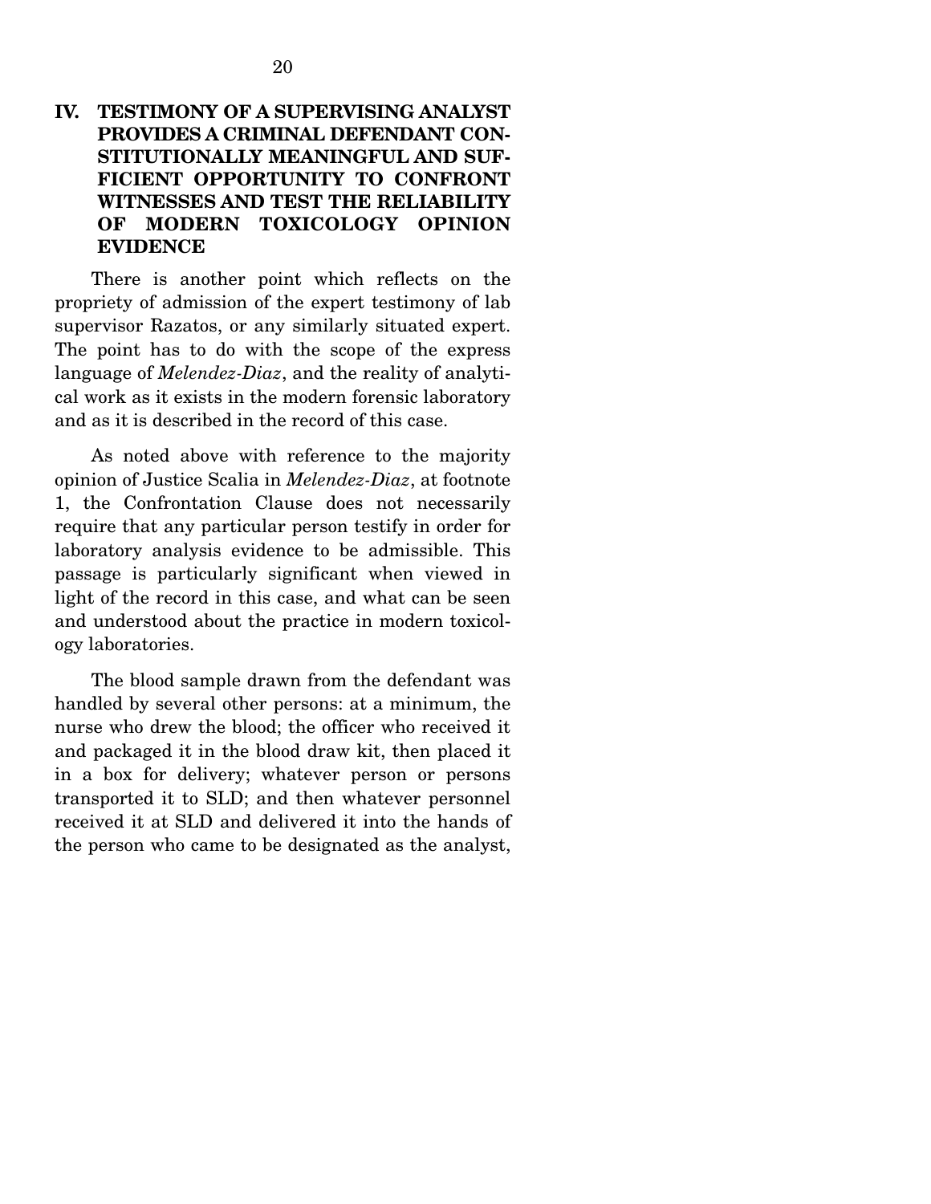## IV. TESTIMONY OF A SUPERVISING ANALYST PROVIDES A CRIMINAL DEFENDANT CONSTITUTIONALLY MEANINGFUL AND SUFFICIENT OPPORTUNITY TO CONFRONT WITNESSES AND TEST THE RELIABILITY OF MODERN TOXICOLOGY OPINION EVIDENCE

There is another point which reflects on the propriety of admission of the expert testimony of lab supervisor Razatos, or any similarly situated expert. The point has to do with the scope of the express language of *Melendez-Diaz*, and the reality of analytical work as it exists in the modern forensic laboratory and as it is described in the record of this case.

As noted above with reference to the majority opinion of Justice Scalia in *Melendez-Diaz*, at footnote 1, the Confrontation Clause does not necessarily require that any particular person testify in order for laboratory analysis evidence to be admissible. This passage is particularly significant when viewed in light of the record in this case, and what can be seen and understood about the practice in modern toxicology laboratories.

The blood sample drawn from the defendant was handled by several other persons: at a minimum, the nurse who drew the blood; the officer who received it and packaged it in the blood draw kit, then placed it in a box for delivery; whatever person or persons transported it to SLD; and then whatever personnel received it at SLD and delivered it into the hands of the person who came to be designated as the analyst,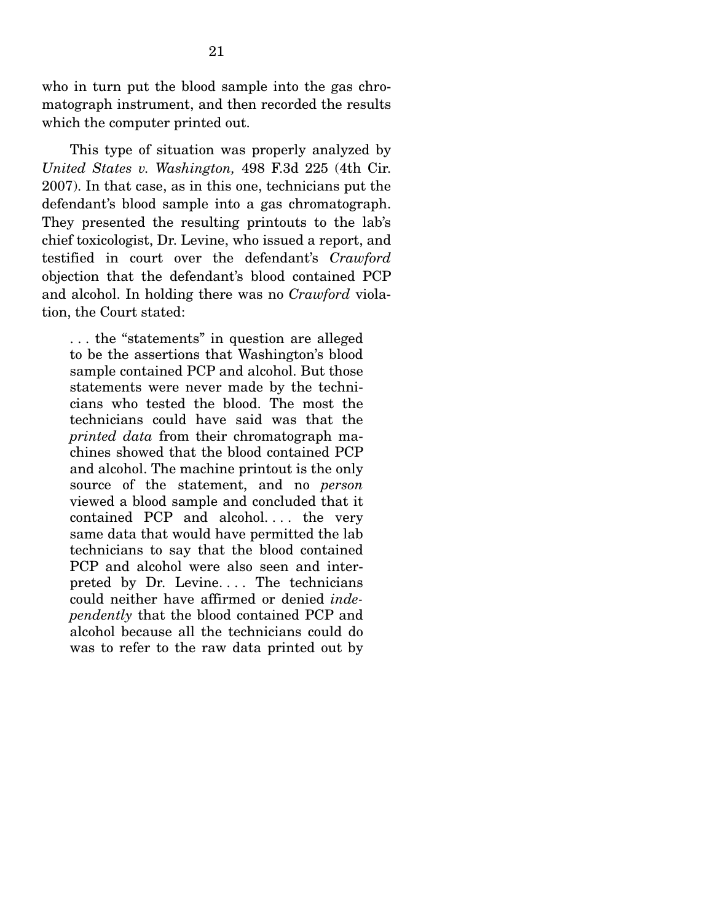who in turn put the blood sample into the gas chromatograph instrument, and then recorded the results which the computer printed out.

This type of situation was properly analyzed by *United States v. Washington,* 498 F.3d 225 (4th Cir. 2007). In that case, as in this one, technicians put the defendant's blood sample into a gas chromatograph. They presented the resulting printouts to the lab's chief toxicologist, Dr. Levine, who issued a report, and testified in court over the defendant's *Crawford* objection that the defendant's blood contained PCP and alcohol. In holding there was no *Crawford* violation, the Court stated:

> . . . the "statements" in question are alleged to be the assertions that Washington's blood sample contained PCP and alcohol. But those statements were never made by the technicians who tested the blood. The most the technicians could have said was that the *printed data* from their chromatograph machines showed that the blood contained PCP and alcohol. The machine printout is the only source of the statement, and no *person* viewed a blood sample and concluded that it contained PCP and alcohol. . . . the very same data that would have permitted the lab technicians to say that the blood contained PCP and alcohol were also seen and interpreted by Dr. Levine. . . . The technicians could neither have affirmed or denied *independently* that the blood contained PCP and alcohol because all the technicians could do was to refer to the raw data printed out by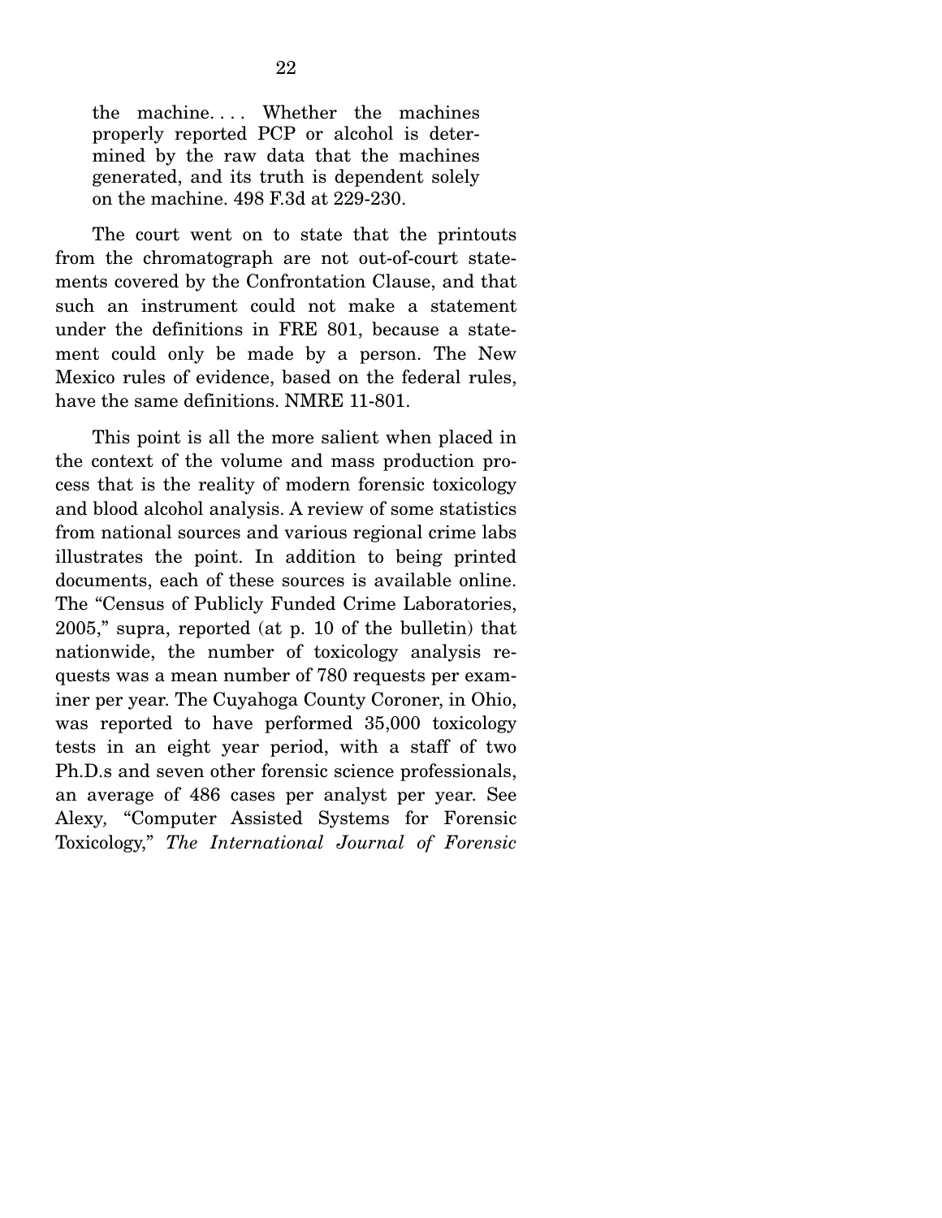> the machine. . . . Whether the machines properly reported PCP or alcohol is determined by the raw data that the machines generated, and its truth is dependent solely on the machine. 498 F.3d at 229-230.

The court went on to state that the printouts from the chromatograph are not out-of-court statements covered by the Confrontation Clause, and that such an instrument could not make a statement under the definitions in FRE 801, because a statement could only be made by a person. The New Mexico rules of evidence, based on the federal rules, have the same definitions. NMRE 11-801.

This point is all the more salient when placed in the context of the volume and mass production process that is the reality of modern forensic toxicology and blood alcohol analysis. A review of some statistics from national sources and various regional crime labs illustrates the point. In addition to being printed documents, each of these sources is available online. The "Census of Publicly Funded Crime Laboratories, 2005," supra, reported (at p. 10 of the bulletin) that nationwide, the number of toxicology analysis requests was a mean number of 780 requests per examiner per year. The Cuyahoga County Coroner, in Ohio, was reported to have performed 35,000 toxicology tests in an eight year period, with a staff of two Ph.D.s and seven other forensic science professionals, an average of 486 cases per analyst per year. See Alexy, "Computer Assisted Systems for Forensic Toxicology," *The International Journal of Forensic*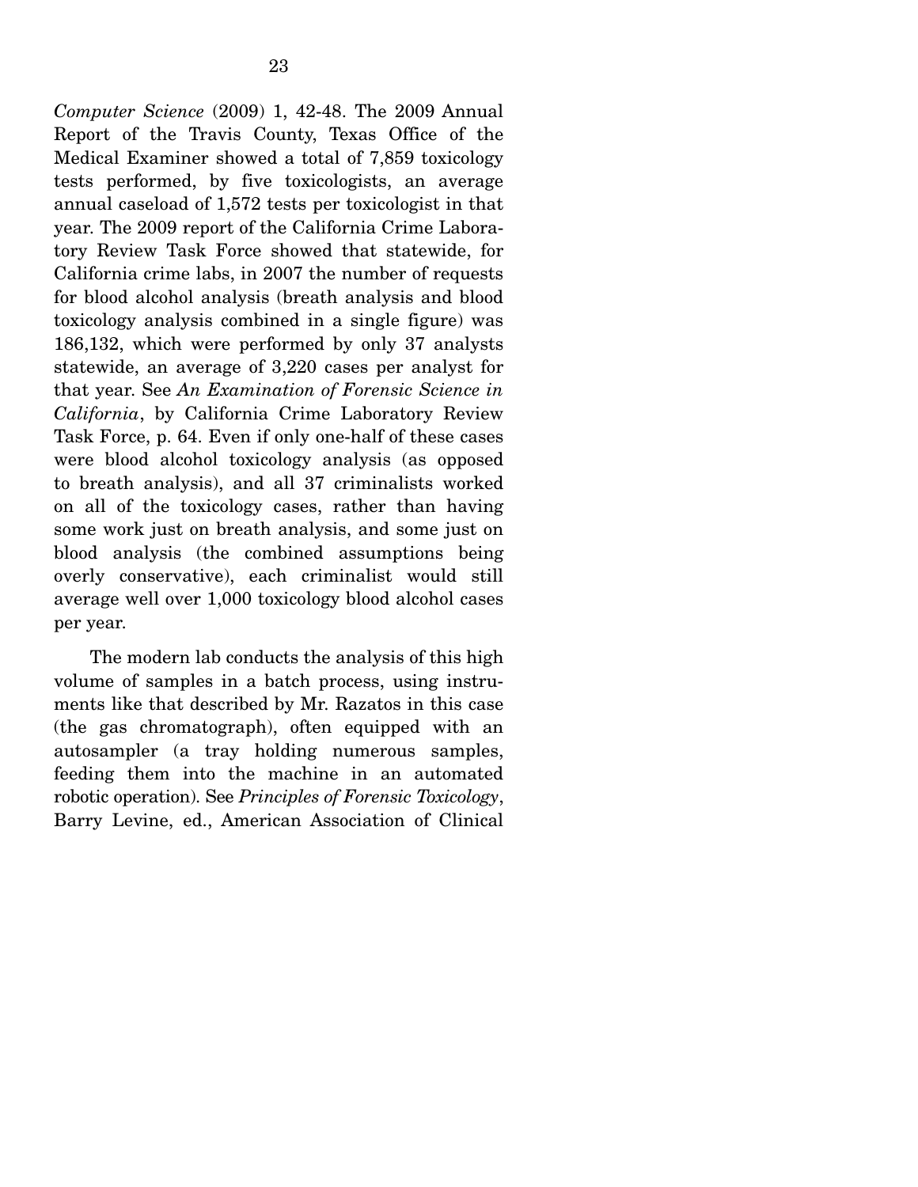*Computer Science* (2009) 1, 42-48. The 2009 Annual Report of the Travis County, Texas Office of the Medical Examiner showed a total of 7,859 toxicology tests performed, by five toxicologists, an average annual caseload of 1,572 tests per toxicologist in that year. The 2009 report of the California Crime Laboratory Review Task Force showed that statewide, for California crime labs, in 2007 the number of requests for blood alcohol analysis (breath analysis and blood toxicology analysis combined in a single figure) was 186,132, which were performed by only 37 analysts statewide, an average of 3,220 cases per analyst for that year. See *An Examination of Forensic Science in California*, by California Crime Laboratory Review Task Force, p. 64. Even if only one-half of these cases were blood alcohol toxicology analysis (as opposed to breath analysis), and all 37 criminalists worked on all of the toxicology cases, rather than having some work just on breath analysis, and some just on blood analysis (the combined assumptions being overly conservative), each criminalist would still average well over 1,000 toxicology blood alcohol cases per year.

The modern lab conducts the analysis of this high volume of samples in a batch process, using instruments like that described by Mr. Razatos in this case (the gas chromatograph), often equipped with an autosampler (a tray holding numerous samples, feeding them into the machine in an automated robotic operation). See *Principles of Forensic Toxicology*, Barry Levine, ed., American Association of Clinical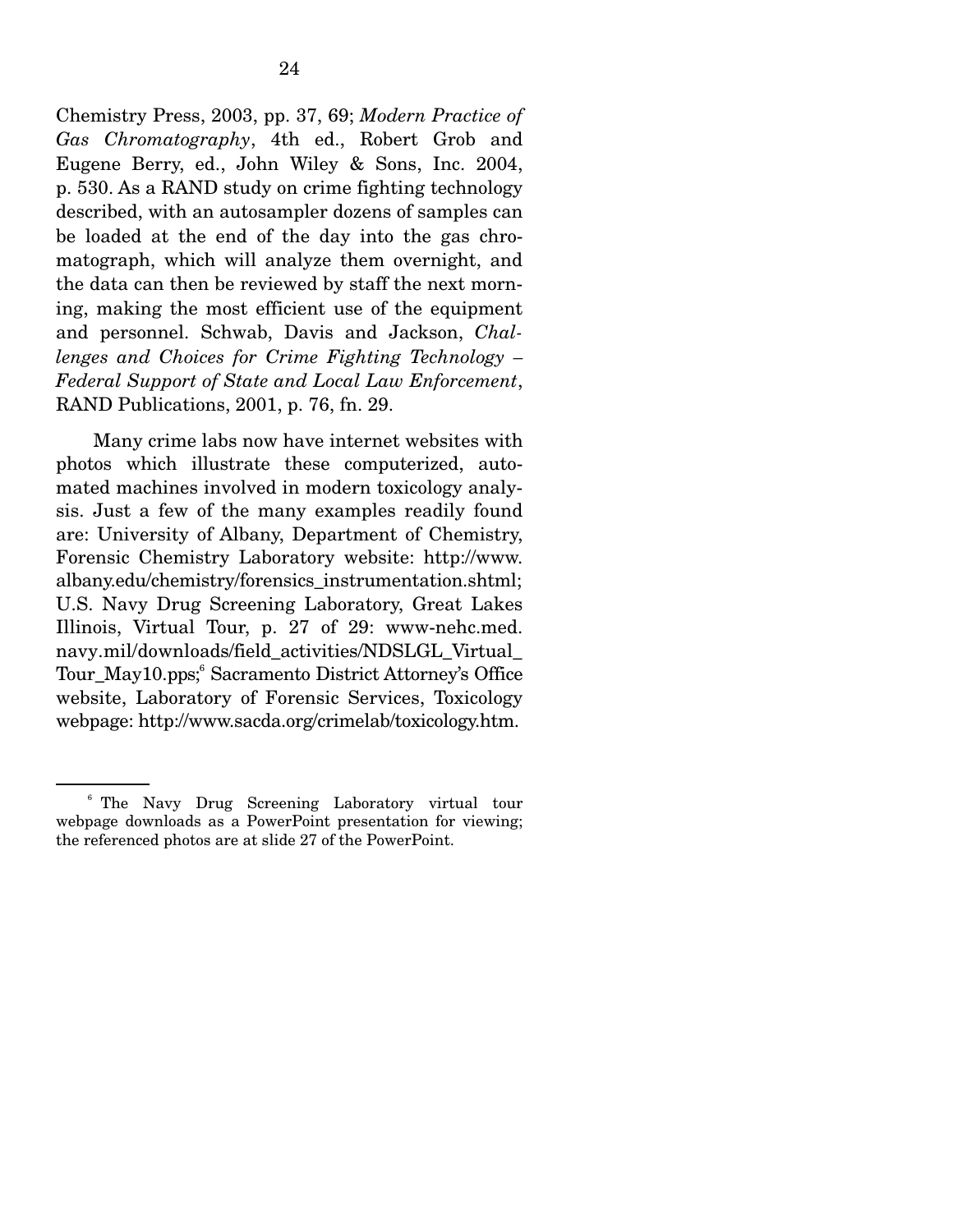Chemistry Press, 2003, pp. 37, 69; *Modern Practice of Gas Chromatography*, 4th ed., Robert Grob and Eugene Berry, ed., John Wiley & Sons, Inc. 2004, p. 530. As a RAND study on crime fighting technology described, with an autosampler dozens of samples can be loaded at the end of the day into the gas chromatograph, which will analyze them overnight, and the data can then be reviewed by staff the next morning, making the most efficient use of the equipment and personnel. Schwab, Davis and Jackson, *Challenges and Choices for Crime Fighting Technology – Federal Support of State and Local Law Enforcement*, RAND Publications, 2001, p. 76, fn. 29.

Many crime labs now have internet websites with photos which illustrate these computerized, automated machines involved in modern toxicology analysis. Just a few of the many examples readily found are: University of Albany, Department of Chemistry, Forensic Chemistry Laboratory website: http://www.albany.edu/chemistry/forensics_instrumentation.shtml; U.S. Navy Drug Screening Laboratory, Great Lakes Illinois, Virtual Tour, p. 27 of 29: www-nehc.med.navy.mil/downloads/field_activities/NDSLGL_Virtual_Tour_May10.pps;[6] Sacramento District Attorney's Office website, Laboratory of Forensic Services, Toxicology webpage: http://www.sacda.org/crimelab/toxicology.htm.

---

[6] The Navy Drug Screening Laboratory virtual tour webpage downloads as a PowerPoint presentation for viewing; the referenced photos are at slide 27 of the PowerPoint.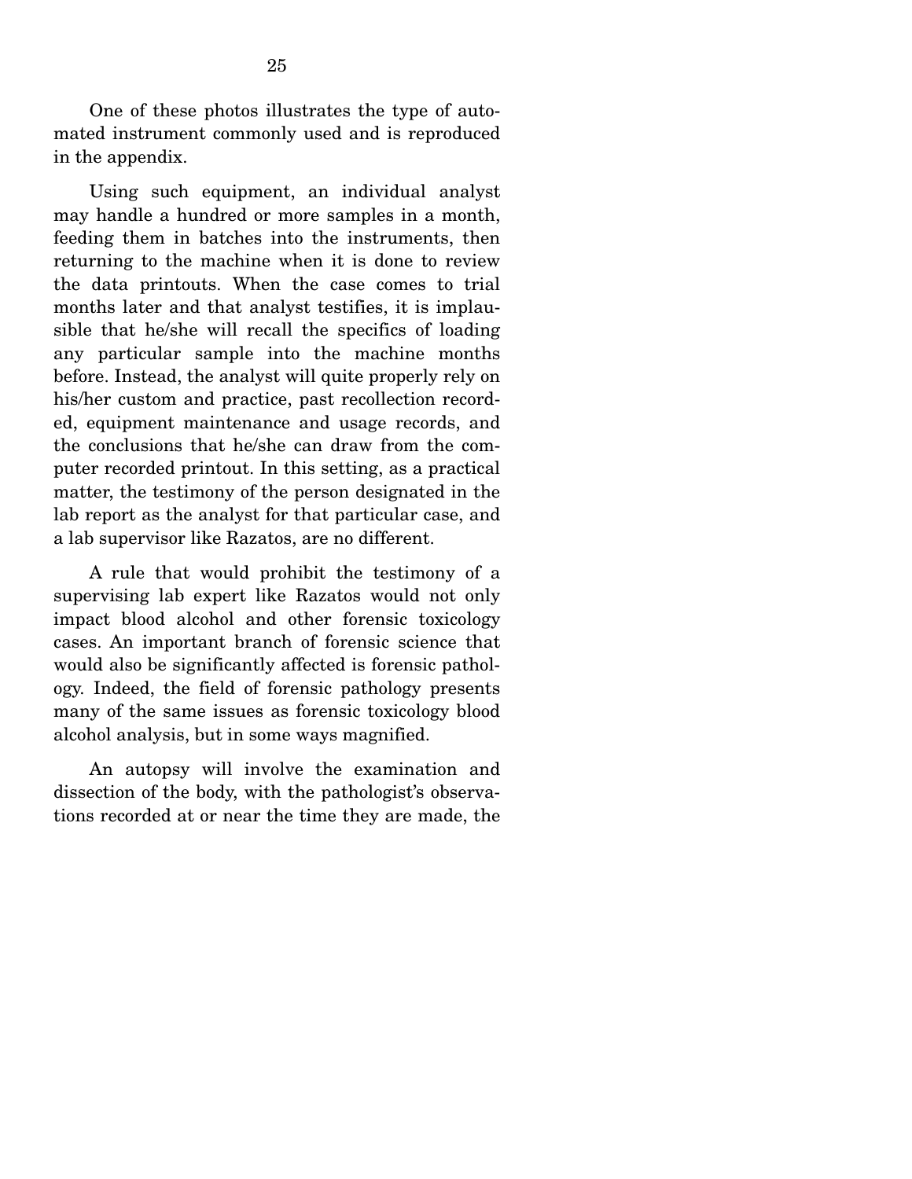One of these photos illustrates the type of automated instrument commonly used and is reproduced in the appendix.

Using such equipment, an individual analyst may handle a hundred or more samples in a month, feeding them in batches into the instruments, then returning to the machine when it is done to review the data printouts. When the case comes to trial months later and that analyst testifies, it is implausible that he/she will recall the specifics of loading any particular sample into the machine months before. Instead, the analyst will quite properly rely on his/her custom and practice, past recollection recorded, equipment maintenance and usage records, and the conclusions that he/she can draw from the computer recorded printout. In this setting, as a practical matter, the testimony of the person designated in the lab report as the analyst for that particular case, and a lab supervisor like Razatos, are no different.

A rule that would prohibit the testimony of a supervising lab expert like Razatos would not only impact blood alcohol and other forensic toxicology cases. An important branch of forensic science that would also be significantly affected is forensic pathology. Indeed, the field of forensic pathology presents many of the same issues as forensic toxicology blood alcohol analysis, but in some ways magnified.

An autopsy will involve the examination and dissection of the body, with the pathologist's observations recorded at or near the time they are made, the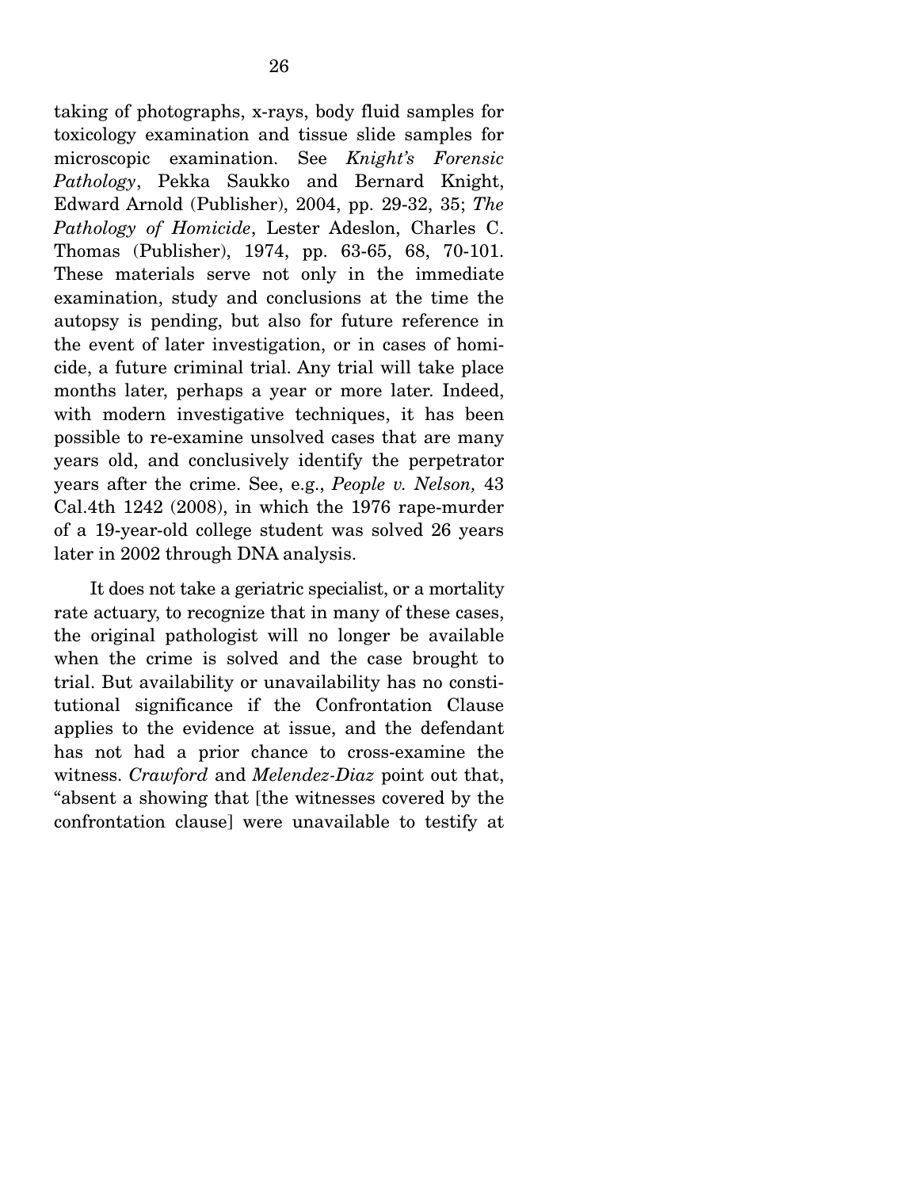taking of photographs, x-rays, body fluid samples for toxicology examination and tissue slide samples for microscopic examination. See *Knight's Forensic Pathology*, Pekka Saukko and Bernard Knight, Edward Arnold (Publisher), 2004, pp. 29-32, 35; *The Pathology of Homicide*, Lester Adeslon, Charles C. Thomas (Publisher), 1974, pp. 63-65, 68, 70-101. These materials serve not only in the immediate examination, study and conclusions at the time the autopsy is pending, but also for future reference in the event of later investigation, or in cases of homicide, a future criminal trial. Any trial will take place months later, perhaps a year or more later. Indeed, with modern investigative techniques, it has been possible to re-examine unsolved cases that are many years old, and conclusively identify the perpetrator years after the crime. See, e.g., *People v. Nelson,* 43 Cal.4th 1242 (2008), in which the 1976 rape-murder of a 19-year-old college student was solved 26 years later in 2002 through DNA analysis.

It does not take a geriatric specialist, or a mortality rate actuary, to recognize that in many of these cases, the original pathologist will no longer be available when the crime is solved and the case brought to trial. But availability or unavailability has no constitutional significance if the Confrontation Clause applies to the evidence at issue, and the defendant has not had a prior chance to cross-examine the witness. *Crawford* and *Melendez-Diaz* point out that, "absent a showing that [the witnesses covered by the confrontation clause] were unavailable to testify at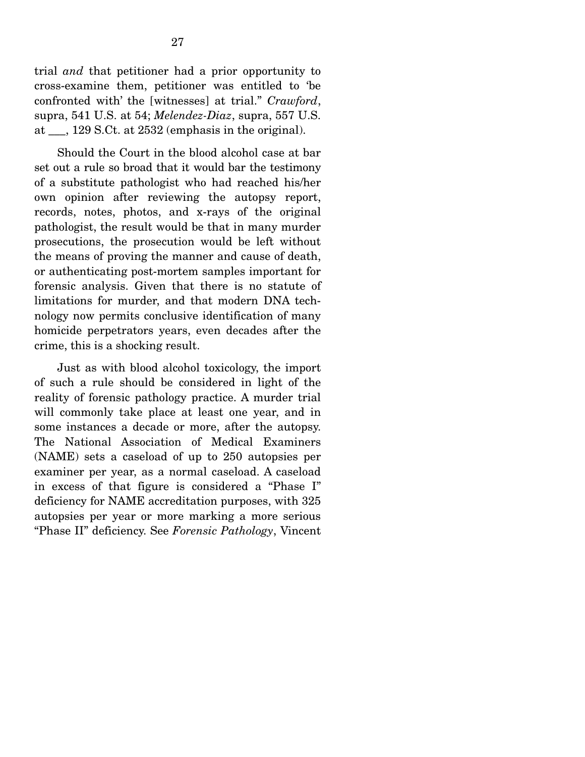trial *and* that petitioner had a prior opportunity to cross-examine them, petitioner was entitled to 'be confronted with' the [witnesses] at trial." *Crawford*, supra, 541 U.S. at 54; *Melendez-Diaz*, supra, 557 U.S. at ___, 129 S.Ct. at 2532 (emphasis in the original).

Should the Court in the blood alcohol case at bar set out a rule so broad that it would bar the testimony of a substitute pathologist who had reached his/her own opinion after reviewing the autopsy report, records, notes, photos, and x-rays of the original pathologist, the result would be that in many murder prosecutions, the prosecution would be left without the means of proving the manner and cause of death, or authenticating post-mortem samples important for forensic analysis. Given that there is no statute of limitations for murder, and that modern DNA technology now permits conclusive identification of many homicide perpetrators years, even decades after the crime, this is a shocking result.

Just as with blood alcohol toxicology, the import of such a rule should be considered in light of the reality of forensic pathology practice. A murder trial will commonly take place at least one year, and in some instances a decade or more, after the autopsy. The National Association of Medical Examiners (NAME) sets a caseload of up to 250 autopsies per examiner per year, as a normal caseload. A caseload in excess of that figure is considered a "Phase I" deficiency for NAME accreditation purposes, with 325 autopsies per year or more marking a more serious "Phase II" deficiency. See *Forensic Pathology*, Vincent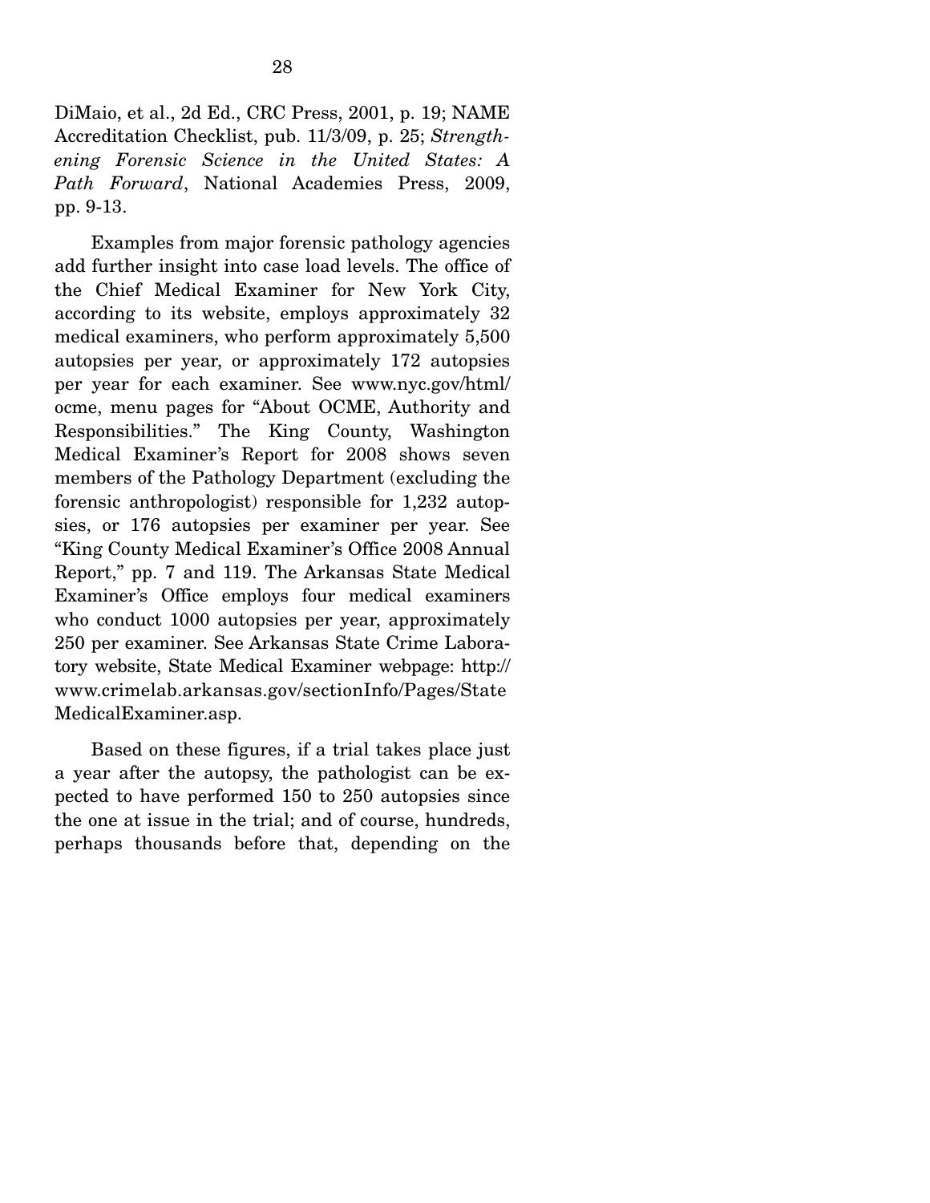DiMaio, et al., 2d Ed., CRC Press, 2001, p. 19; NAME Accreditation Checklist, pub. 11/3/09, p. 25; *Strengthening Forensic Science in the United States: A Path Forward*, National Academies Press, 2009, pp. 9-13.

Examples from major forensic pathology agencies add further insight into case load levels. The office of the Chief Medical Examiner for New York City, according to its website, employs approximately 32 medical examiners, who perform approximately 5,500 autopsies per year, or approximately 172 autopsies per year for each examiner. See www.nyc.gov/html/ocme, menu pages for "About OCME, Authority and Responsibilities." The King County, Washington Medical Examiner's Report for 2008 shows seven members of the Pathology Department (excluding the forensic anthropologist) responsible for 1,232 autopsies, or 176 autopsies per examiner per year. See "King County Medical Examiner's Office 2008 Annual Report," pp. 7 and 119. The Arkansas State Medical Examiner's Office employs four medical examiners who conduct 1000 autopsies per year, approximately 250 per examiner. See Arkansas State Crime Laboratory website, State Medical Examiner webpage: http://www.crimelab.arkansas.gov/sectionInfo/Pages/StateMedicalExaminer.asp.

Based on these figures, if a trial takes place just a year after the autopsy, the pathologist can be expected to have performed 150 to 250 autopsies since the one at issue in the trial; and of course, hundreds, perhaps thousands before that, depending on the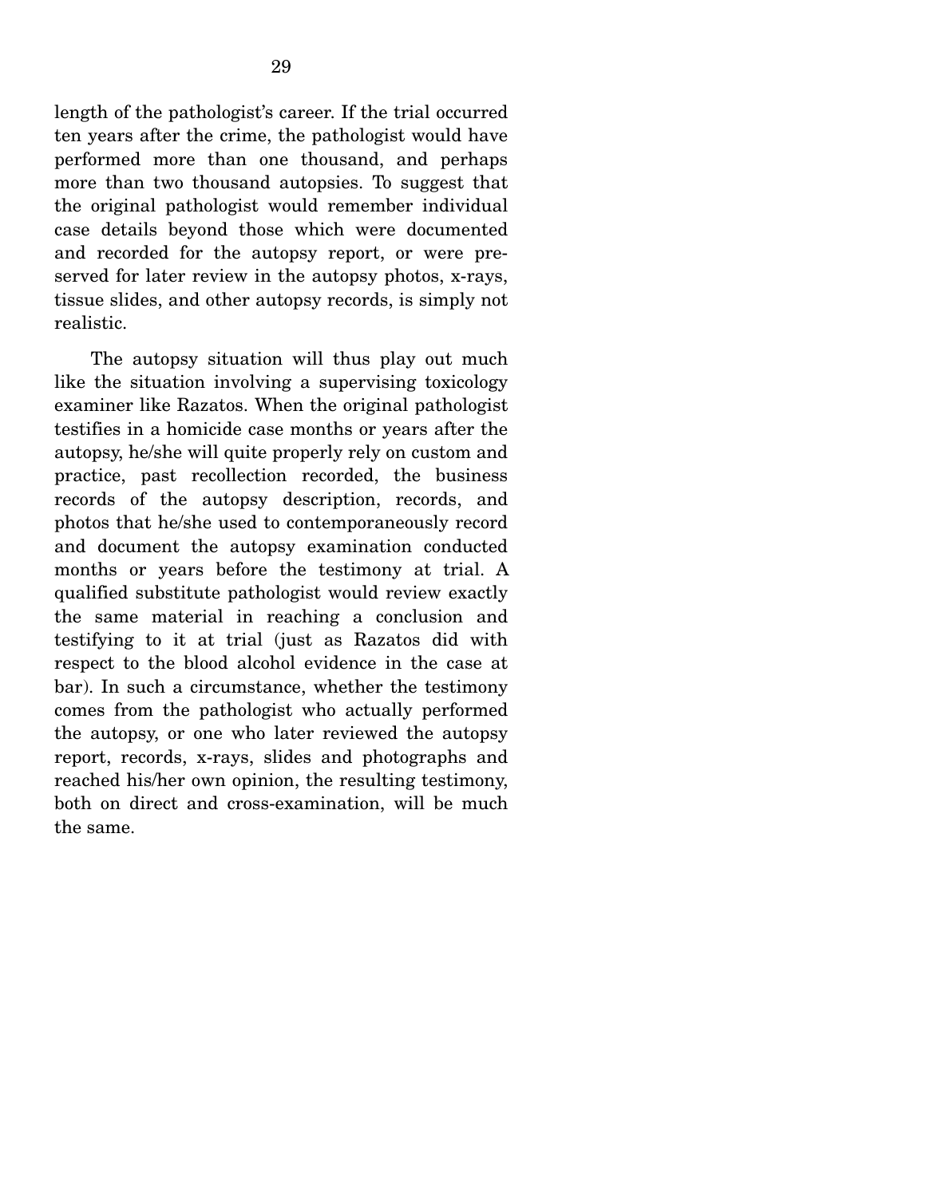length of the pathologist's career. If the trial occurred ten years after the crime, the pathologist would have performed more than one thousand, and perhaps more than two thousand autopsies. To suggest that the original pathologist would remember individual case details beyond those which were documented and recorded for the autopsy report, or were preserved for later review in the autopsy photos, x-rays, tissue slides, and other autopsy records, is simply not realistic.

The autopsy situation will thus play out much like the situation involving a supervising toxicology examiner like Razatos. When the original pathologist testifies in a homicide case months or years after the autopsy, he/she will quite properly rely on custom and practice, past recollection recorded, the business records of the autopsy description, records, and photos that he/she used to contemporaneously record and document the autopsy examination conducted months or years before the testimony at trial. A qualified substitute pathologist would review exactly the same material in reaching a conclusion and testifying to it at trial (just as Razatos did with respect to the blood alcohol evidence in the case at bar). In such a circumstance, whether the testimony comes from the pathologist who actually performed the autopsy, or one who later reviewed the autopsy report, records, x-rays, slides and photographs and reached his/her own opinion, the resulting testimony, both on direct and cross-examination, will be much the same.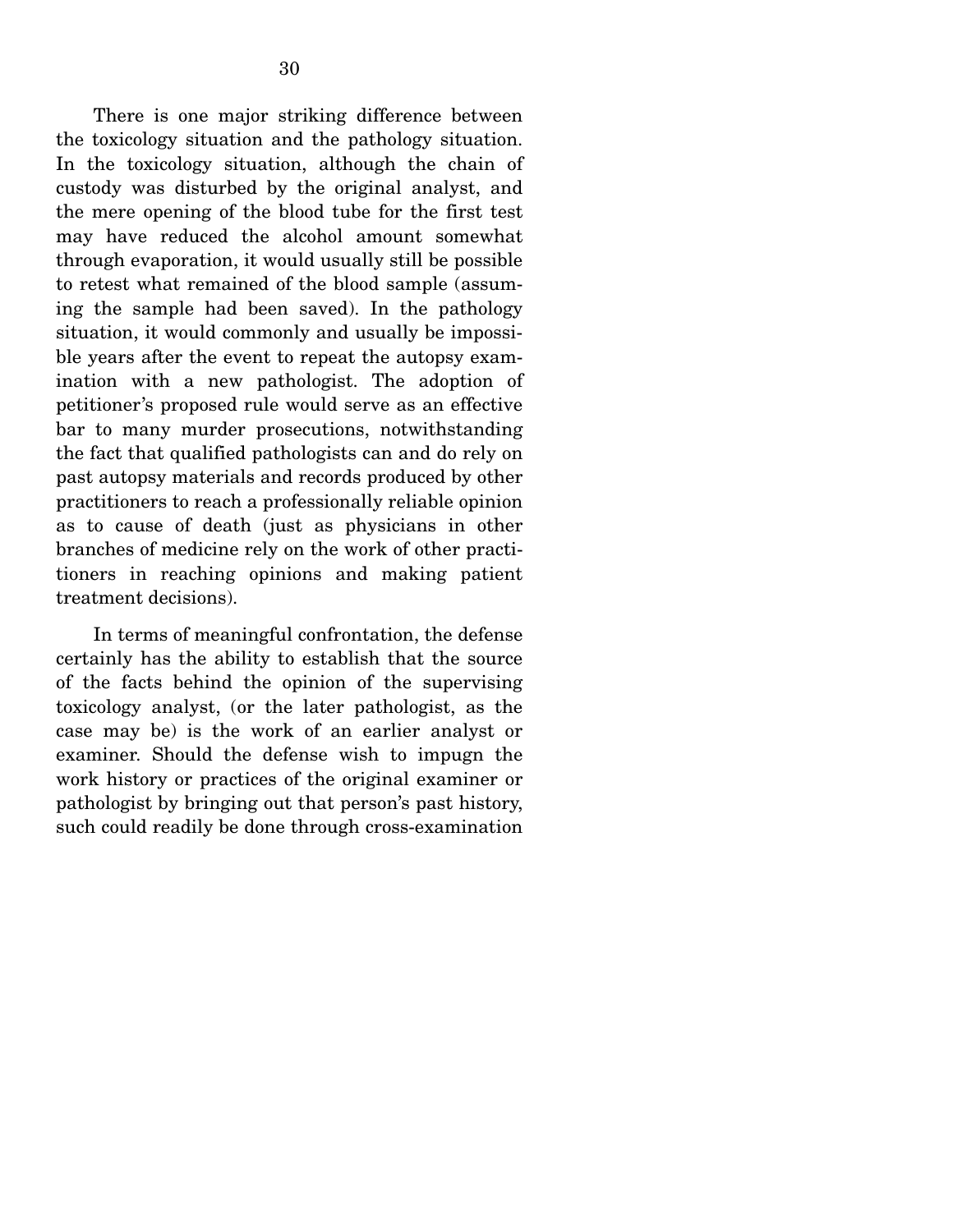There is one major striking difference between the toxicology situation and the pathology situation. In the toxicology situation, although the chain of custody was disturbed by the original analyst, and the mere opening of the blood tube for the first test may have reduced the alcohol amount somewhat through evaporation, it would usually still be possible to retest what remained of the blood sample (assuming the sample had been saved). In the pathology situation, it would commonly and usually be impossible years after the event to repeat the autopsy examination with a new pathologist. The adoption of petitioner's proposed rule would serve as an effective bar to many murder prosecutions, notwithstanding the fact that qualified pathologists can and do rely on past autopsy materials and records produced by other practitioners to reach a professionally reliable opinion as to cause of death (just as physicians in other branches of medicine rely on the work of other practitioners in reaching opinions and making patient treatment decisions).

In terms of meaningful confrontation, the defense certainly has the ability to establish that the source of the facts behind the opinion of the supervising toxicology analyst, (or the later pathologist, as the case may be) is the work of an earlier analyst or examiner. Should the defense wish to impugn the work history or practices of the original examiner or pathologist by bringing out that person's past history, such could readily be done through cross-examination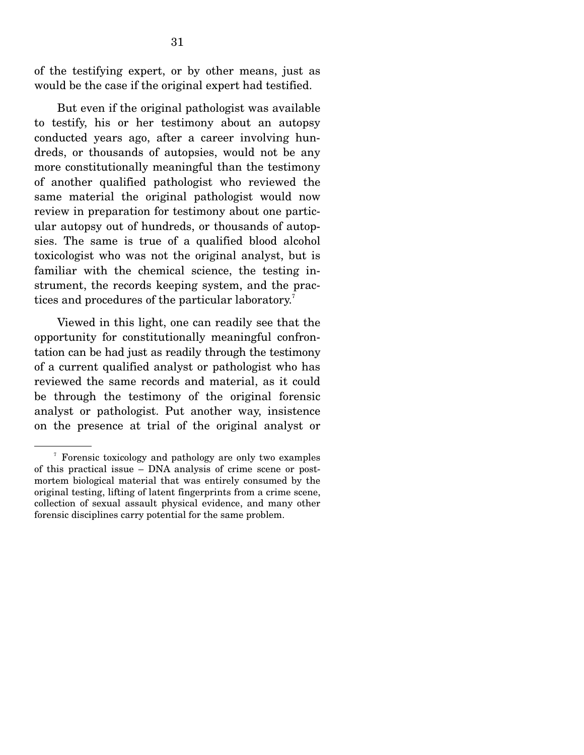of the testifying expert, or by other means, just as would be the case if the original expert had testified.

But even if the original pathologist was available to testify, his or her testimony about an autopsy conducted years ago, after a career involving hundreds, or thousands of autopsies, would not be any more constitutionally meaningful than the testimony of another qualified pathologist who reviewed the same material the original pathologist would now review in preparation for testimony about one particular autopsy out of hundreds, or thousands of autopsies. The same is true of a qualified blood alcohol toxicologist who was not the original analyst, but is familiar with the chemical science, the testing instrument, the records keeping system, and the practices and procedures of the particular laboratory.[7]

Viewed in this light, one can readily see that the opportunity for constitutionally meaningful confrontation can be had just as readily through the testimony of a current qualified analyst or pathologist who has reviewed the same records and material, as it could be through the testimony of the original forensic analyst or pathologist. Put another way, insistence on the presence at trial of the original analyst or

---

[7] Forensic toxicology and pathology are only two examples of this practical issue – DNA analysis of crime scene or post-mortem biological material that was entirely consumed by the original testing, lifting of latent fingerprints from a crime scene, collection of sexual assault physical evidence, and many other forensic disciplines carry potential for the same problem.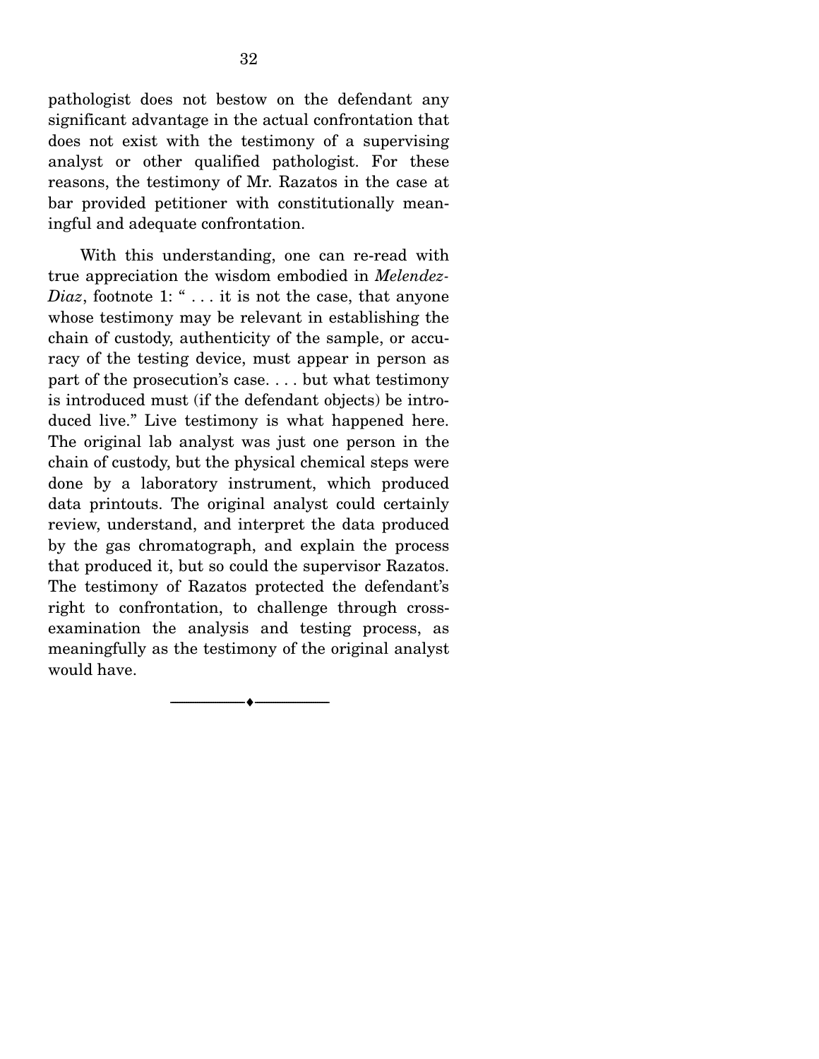pathologist does not bestow on the defendant any significant advantage in the actual confrontation that does not exist with the testimony of a supervising analyst or other qualified pathologist. For these reasons, the testimony of Mr. Razatos in the case at bar provided petitioner with constitutionally meaningful and adequate confrontation.

With this understanding, one can re-read with true appreciation the wisdom embodied in *Melendez-Diaz*, footnote 1: " . . . it is not the case, that anyone whose testimony may be relevant in establishing the chain of custody, authenticity of the sample, or accuracy of the testing device, must appear in person as part of the prosecution's case. . . . but what testimony is introduced must (if the defendant objects) be introduced live." Live testimony is what happened here. The original lab analyst was just one person in the chain of custody, but the physical chemical steps were done by a laboratory instrument, which produced data printouts. The original analyst could certainly review, understand, and interpret the data produced by the gas chromatograph, and explain the process that produced it, but so could the supervisor Razatos. The testimony of Razatos protected the defendant's right to confrontation, to challenge through cross-examination the analysis and testing process, as meaningfully as the testimony of the original analyst would have.

---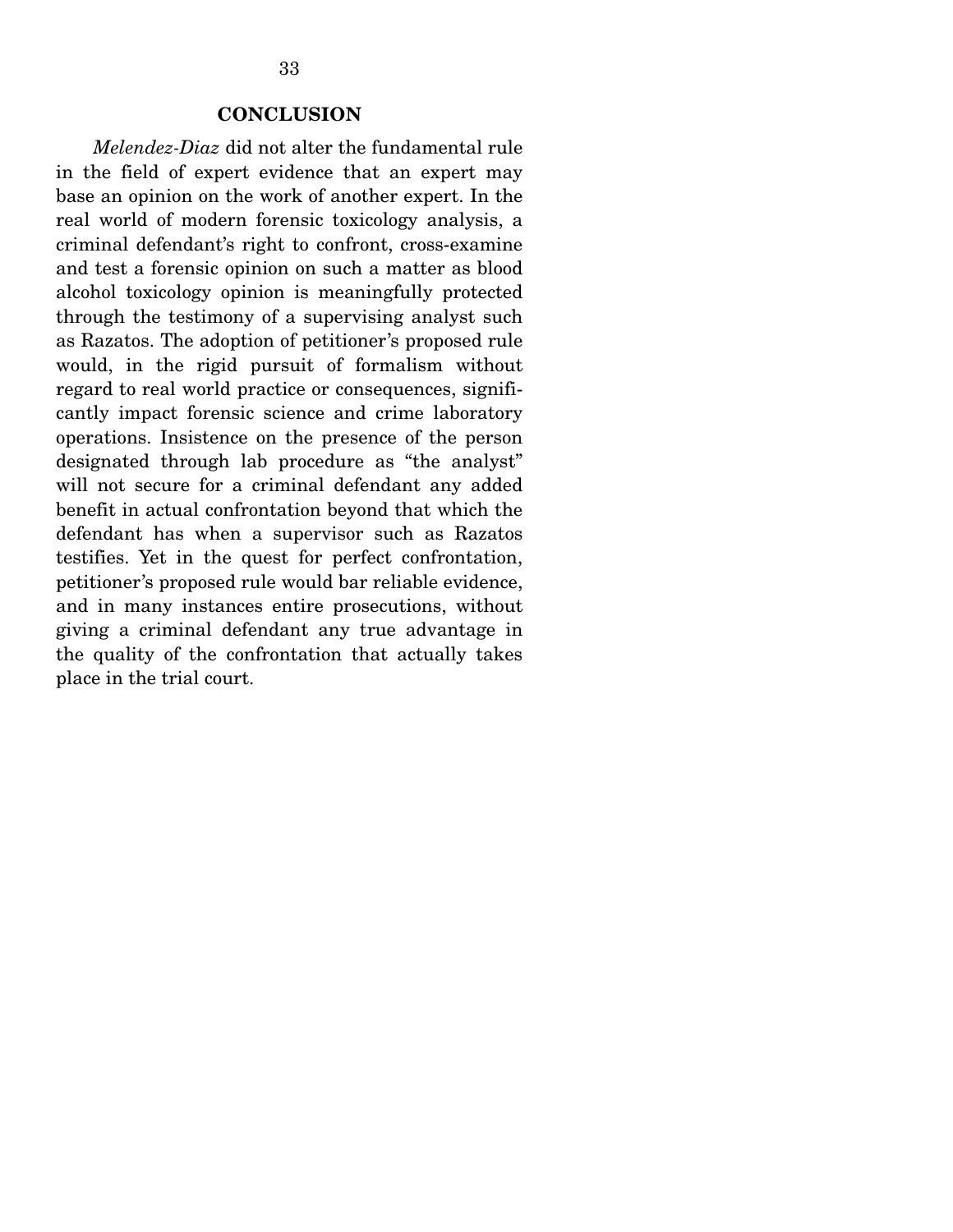## CONCLUSION

*Melendez-Diaz* did not alter the fundamental rule in the field of expert evidence that an expert may base an opinion on the work of another expert. In the real world of modern forensic toxicology analysis, a criminal defendant's right to confront, cross-examine and test a forensic opinion on such a matter as blood alcohol toxicology opinion is meaningfully protected through the testimony of a supervising analyst such as Razatos. The adoption of petitioner's proposed rule would, in the rigid pursuit of formalism without regard to real world practice or consequences, significantly impact forensic science and crime laboratory operations. Insistence on the presence of the person designated through lab procedure as "the analyst" will not secure for a criminal defendant any added benefit in actual confrontation beyond that which the defendant has when a supervisor such as Razatos testifies. Yet in the quest for perfect confrontation, petitioner's proposed rule would bar reliable evidence, and in many instances entire prosecutions, without giving a criminal defendant any true advantage in the quality of the confrontation that actually takes place in the trial court.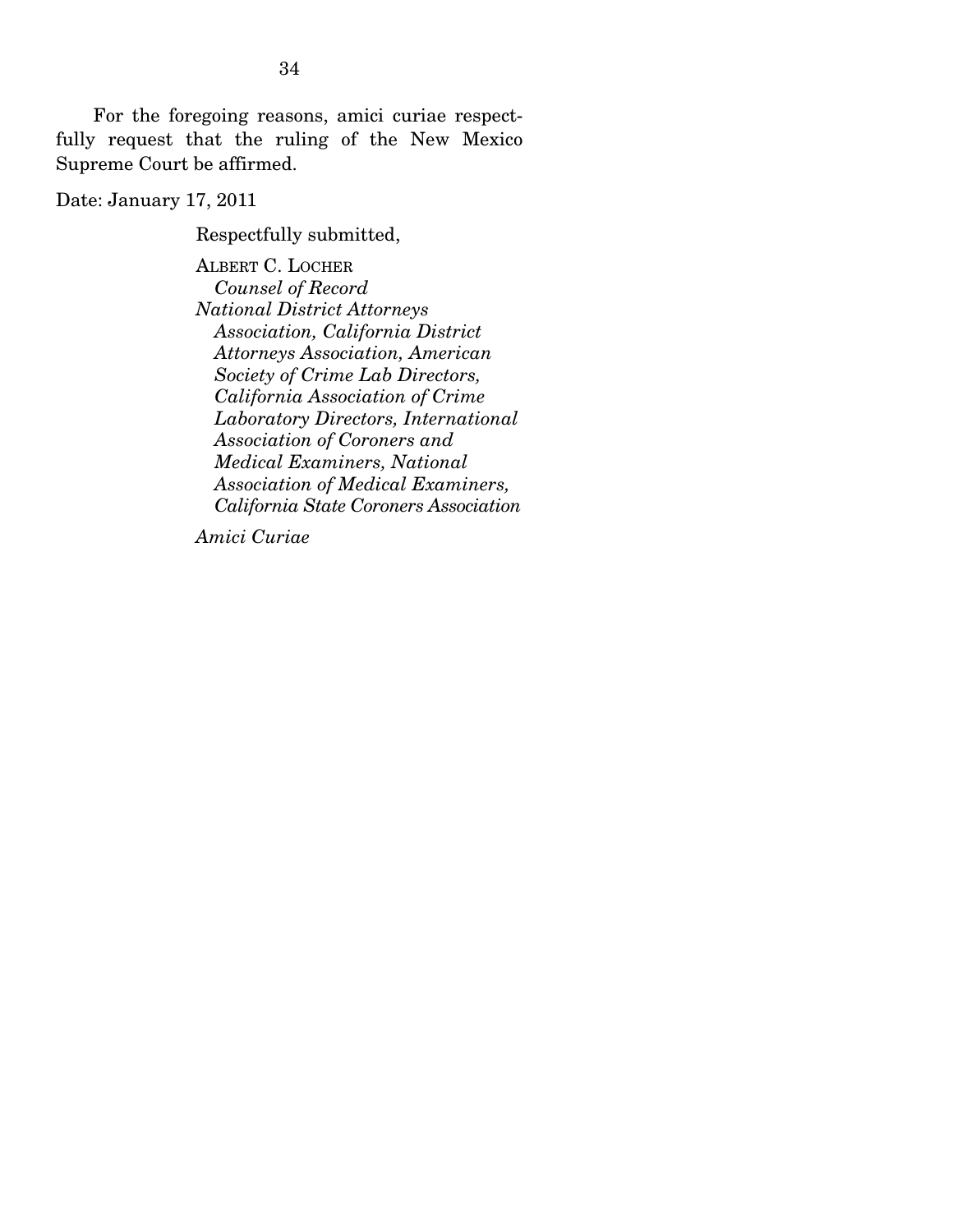For the foregoing reasons, amici curiae respectfully request that the ruling of the New Mexico Supreme Court be affirmed.

Date: January 17, 2011

Respectfully submitted,

ALBERT C. LOCHER
*Counsel of Record*
*National District Attorneys Association, California District Attorneys Association, American Society of Crime Lab Directors, California Association of Crime Laboratory Directors, International Association of Coroners and Medical Examiners, National Association of Medical Examiners, California State Coroners Association*

*Amici Curiae*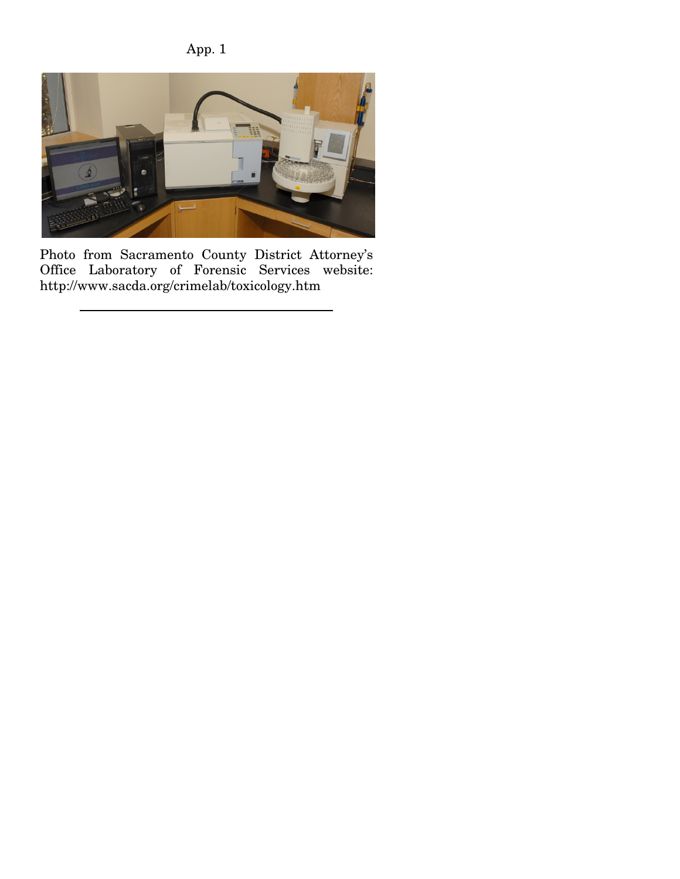Photo from Sacramento County District Attorney's Office Laboratory of Forensic Services website: http://www.sacda.org/crimelab/toxicology.htm